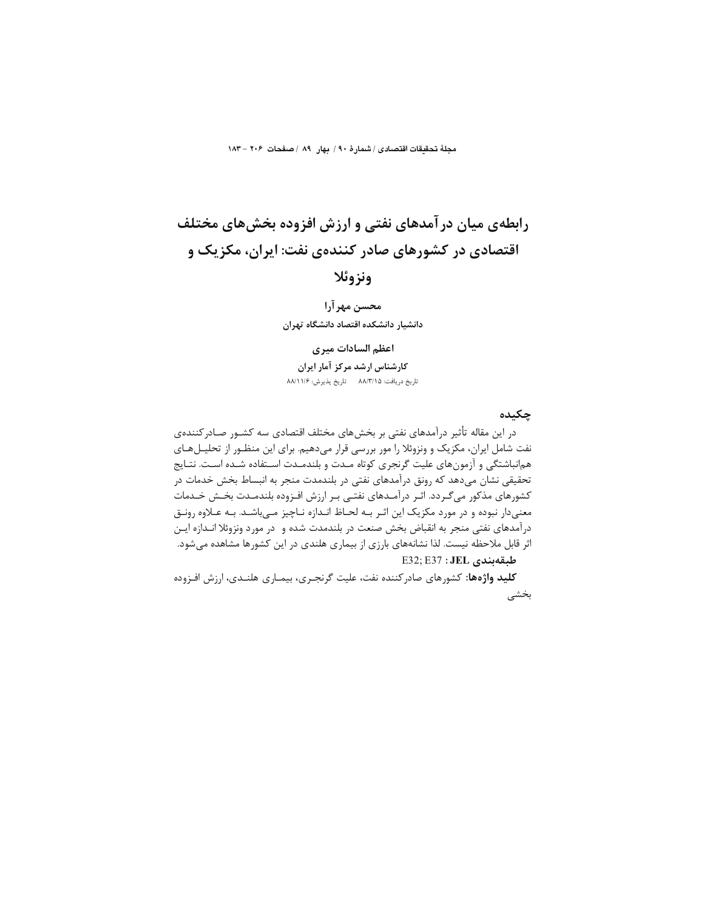# رابطه‌ی میان درآمدهای نفتی و ارزش افزوده بخش‌های مختلف اقتصادی در کشورهای صادر کننده‌ی نفت: ایران، مکزیک و ونزوئلا

**محسن مهرآرا**

**دانشیار دانشکده اقتصاد دانشگاه تهران**

**اعظم السادات میری**

**کارشناس ارشد مرکز آمار ایران**

تاریخ دریافت: ۸۸/۳/۱۵ تاریخ پذیرش: ۸۸/۱۱/۶

## چکیده

در این مقاله تأثیر درآمدهای نفتی بر بخش‌های مختلف اقتصادی سه کشور صادرکننده‌ی نفت شامل ایران، مکزیک و ونزوئلا را مور بررسی قرار می‌دهیم. برای این منظور از تحلیل‌های هم‌انباشتگی و آزمون‌های علیت گرنجری کوتاه مدت و بلندمدت استفاده شده است. نتایج تحقیقی نشان می‌دهد که رونق درآمدهای نفتی در بلندمدت منجر به انبساط بخش خدمات در کشورهای مذکور می‌گردد. اثر درآمدهای نفتی بر ارزش افزوده بلندمدت بخش خدمات معنی‌دار نبوده و در مورد مکزیک این اثر به لحاظ اندازه ناچیز می‌باشد. به علاوه رونق درآمدهای نفتی منجر به انقباض بخش صنعت در بلندمدت شده و در مورد ونزوئلا اندازه این اثر قابل ملاحظه نیست. لذا نشانه‌های بارزی از بیماری هلندی در این کشورها مشاهده می‌شود.

**طبقه‌بندی JEL**: E32; E37

**کلید واژه‌ها**: کشورهای صادرکننده نفت، علیت گرنجری، بیماری هلندی، ارزش افزوده بخشی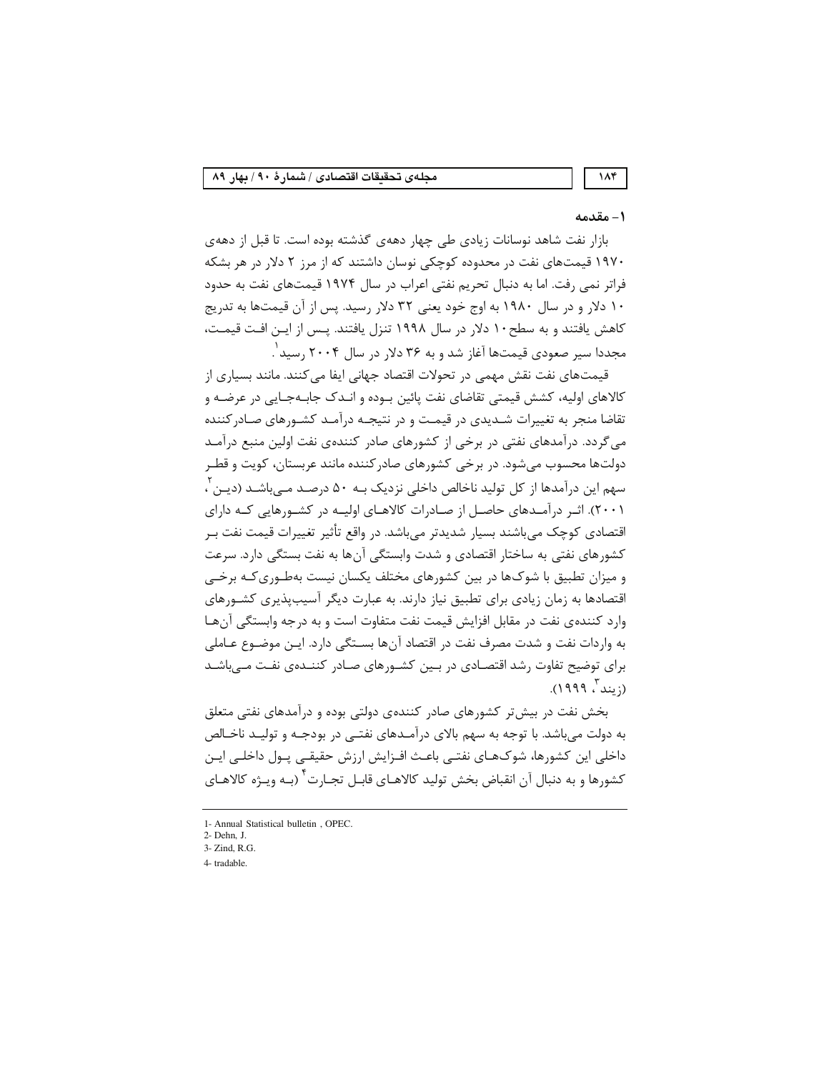## ۱- مقدمه

بازار نفت شاهد نوسانات زیادی طی چهار دهه‌ی گذشته بوده است. تا قبل از دهه‌ی ۱۹۷۰ قیمت‌های نفت در محدوده کوچکی نوسان داشتند که از مرز ۲ دلار در هر بشکه فراتر نمی رفت. اما به دنبال تحریم نفتی اعراب در سال ۱۹۷۴ قیمت‌های نفت به حدود ۱۰ دلار و در سال ۱۹۸۰ به اوج خود یعنی ۳۲ دلار رسید. پس از آن قیمت‌ها به تدریج کاهش یافتند و به سطح ۱۰ دلار در سال ۱۹۹۸ تنزل یافتند. پس از این افت قیمت، مجددا سیر صعودی قیمت‌ها آغاز شد و به ۳۶ دلار در سال ۲۰۰۴ رسید [1].

قیمت‌های نفت نقش مهمی در تحولات اقتصاد جهانی ایفا می‌کنند. مانند بسیاری از کالاهای اولیه، کشش قیمتی تقاضای نفت پائین بوده و اندک جابه‌جایی در عرضه و تقاضا منجر به تغییرات شدیدی در قیمت و در نتیجه درآمد کشورهای صادرکننده می‌گردد. درآمدهای نفتی در برخی از کشورهای صادر کننده‌ی نفت اولین منبع درآمد دولت‌ها محسوب می‌شود. در برخی کشورهای صادرکننده مانند عربستان، کویت و قطر سهم این درآمدها از کل تولید ناخالص داخلی نزدیک به ۵۰ درصد می‌باشد (دین [2]، ۲۰۰۱). اثر درآمدهای حاصل از صادرات کالاهای اولیه در کشورهایی که دارای اقتصادی کوچک می‌باشند بسیار شدیدتر می‌باشد. در واقع تأثیر تغییرات قیمت نفت بر کشورهای نفتی به ساختار اقتصادی و شدت وابستگی آن‌ها به نفت بستگی دارد. سرعت و میزان تطبیق با شوک‌ها در بین کشورهای مختلف یکسان نیست به‌طوری‌که برخی اقتصادها به زمان زیادی برای تطبیق نیاز دارند. به عبارت دیگر آسیب‌پذیری کشورهای وارد کننده‌ی نفت در مقابل افزایش قیمت نفت متفاوت است و به درجه وابستگی آن‌ها به واردات نفت و شدت مصرف نفت در اقتصاد آن‌ها بستگی دارد. این موضوع عاملی برای توضیح تفاوت رشد اقتصادی در بین کشورهای صادر کننده‌ی نفت می‌باشد (زیند [3]، ۱۹۹۹).

بخش نفت در بیش‌تر کشورهای صادر کننده‌ی دولتی بوده و درآمدهای نفتی متعلق به دولت می‌باشد. با توجه به سهم بالای درآمدهای نفتی در بودجه و تولید ناخالص داخلی این کشورها، شوک‌های نفتی باعث افزایش ارزش حقیقی پول داخلی این کشورها و به دنبال آن انقباض بخش تولید کالاهای قابل تجارت [4] (به ویژه کالاهای

---

1- Annual Statistical bulletin , OPEC.
2- Dehn, J.
3- Zind, R.G.
4- tradable.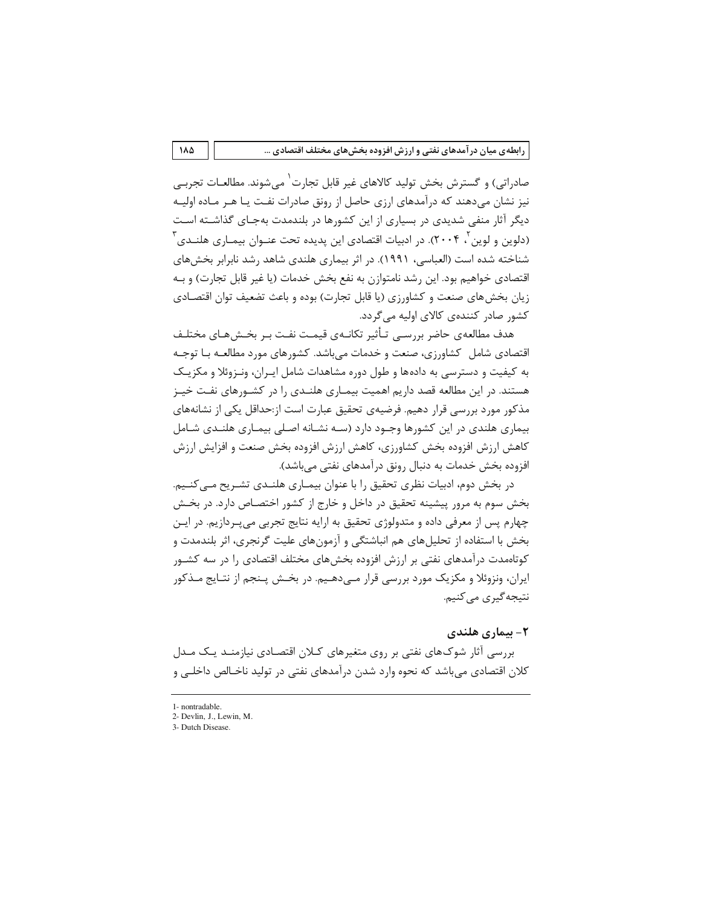صادراتی) و گسترش بخش تولید کالاهای غیر قابل تجارت[1] می‌شوند. مطالعات تجربی نیز نشان می‌دهند که درآمدهای ارزی حاصل از رونق صادرات نفت یا هر ماده اولیه دیگر آثار منفی شدیدی در بسیاری از این کشورها در بلندمدت به‌جای گذاشته است (دلوین و لوین[2]، ۲۰۰۴). در ادبیات اقتصادی این پدیده تحت عنوان بیماری هلندی[3] شناخته شده است (العباسی، ۱۹۹۱). در اثر بیماری هلندی شاهد رشد نابرابر بخش‌های اقتصادی خواهیم بود. این رشد نامتوازن به نفع بخش خدمات (یا غیر قابل تجارت) و به زیان بخش‌های صنعت و کشاورزی (یا قابل تجارت) بوده و باعث تضعیف توان اقتصادی کشور صادر کننده‌ی کالای اولیه می‌گردد.

هدف مطالعه‌ی حاضر بررسی تأثیر تکانه‌ی قیمت نفت بر بخش‌های مختلف اقتصادی شامل کشاورزی، صنعت و خدمات می‌باشد. کشورهای مورد مطالعه با توجه به کیفیت و دسترسی به داده‌ها و طول دوره مشاهدات شامل ایران، ونزوئلا و مکزیک هستند. در این مطالعه قصد داریم اهمیت بیماری هلندی را در کشورهای نفت خیز مذکور مورد بررسی قرار دهیم. فرضیه‌ی تحقیق عبارت است از:حداقل یکی از نشانه‌های بیماری هلندی در این کشورها وجود دارد (سه نشانه اصلی بیماری هلندی شامل کاهش ارزش افزوده بخش کشاورزی، کاهش ارزش افزوده بخش صنعت و افزایش ارزش افزوده بخش خدمات به دنبال رونق درآمدهای نفتی می‌باشد).

در بخش دوم، ادبیات نظری تحقیق را با عنوان بیماری هلندی تشریح می‌کنیم. بخش سوم به مرور پیشینه تحقیق در داخل و خارج از کشور اختصاص دارد. در بخش چهارم پس از معرفی داده و متدولوژی تحقیق به ارایه نتایج تجربی می‌پردازیم. در این بخش با استفاده از تحلیل‌های هم انباشتگی و آزمون‌های علیت گرنجری، اثر بلندمدت و کوتاه‌مدت درآمدهای نفتی بر ارزش افزوده بخش‌های مختلف اقتصادی را در سه کشور ایران، ونزوئلا و مکزیک مورد بررسی قرار می‌دهیم. در بخش پنجم از نتایج مذکور نتیجه‌گیری می‌کنیم.

## ۲- بیماری هلندی

بررسی آثار شوک‌های نفتی بر روی متغیرهای کلان اقتصادی نیازمند یک مدل کلان اقتصادی می‌باشد که نحوه وارد شدن درآمدهای نفتی در تولید ناخالص داخلی و

---

1- nontradable.

2- Devlin, J., Lewin, M.

3- Dutch Disease.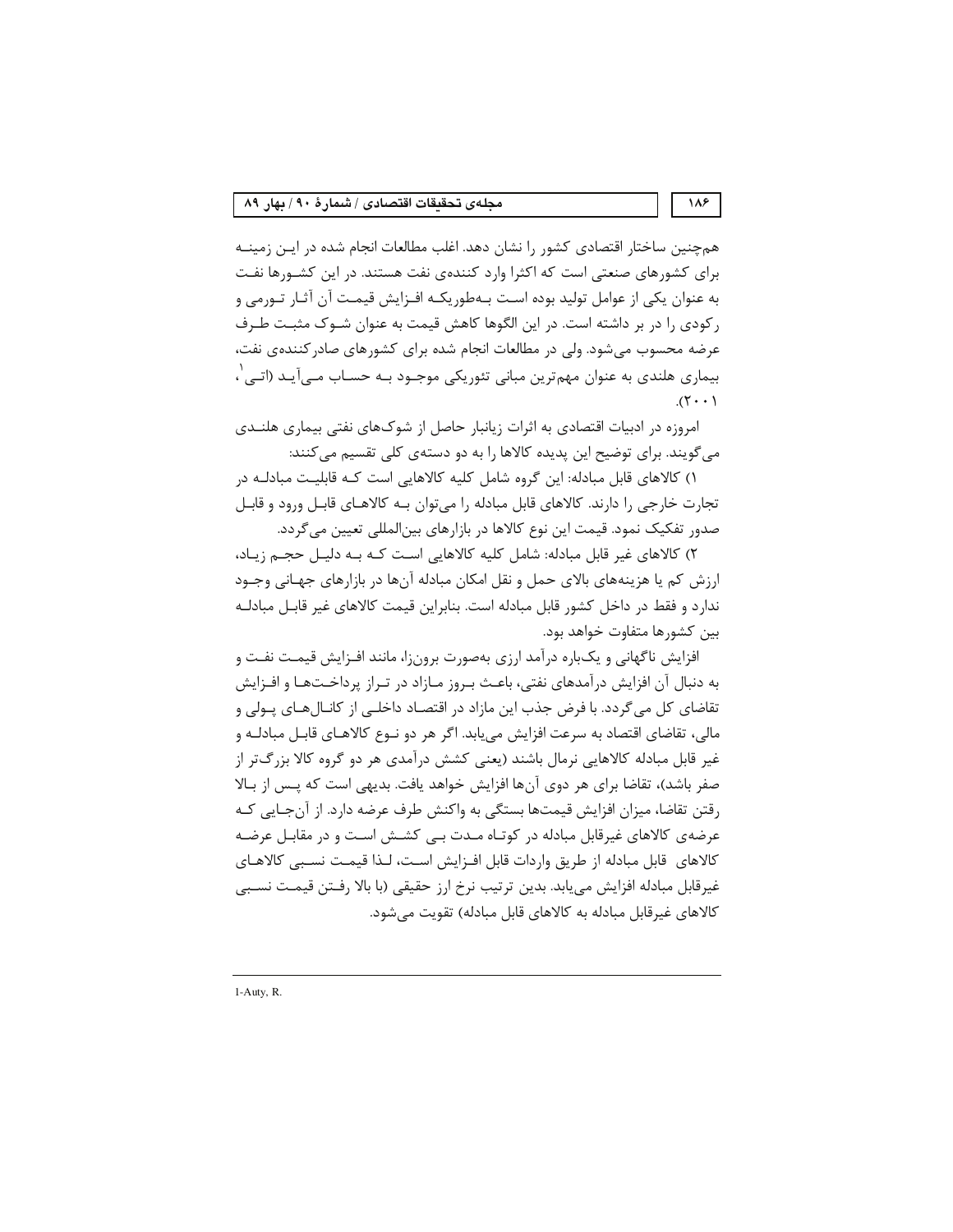همچنین ساختار اقتصادی کشور را نشان دهد. اغلب مطالعات انجام شده در ایـن زمینـه برای کشورهای صنعتی است که اکثرا وارد کننده‌ی نفت هستند. در این کشـورها نفـت به عنوان یکی از عوامل تولید بوده اسـت بـه‌طوریکـه افـزایش قیمـت آن آثـار تـورمی و رکودی را در بر داشته است. در این الگوها کاهش قیمت به عنوان شـوک مثبـت طـرف عرضه محسوب می‌شود. ولی در مطالعات انجام شده برای کشورهای صادرکننده‌ی نفت، بیماری هلندی به عنوان مهم‌ترین مبانی تئوریکی موجـود بـه حسـاب مـی‌آیـد (اتـی[1]، ۲۰۰۱).

امروزه در ادبیات اقتصادی به اثرات زیانبار حاصل از شوک‌های نفتی بیماری هلنـدی می‌گویند. برای توضیح این پدیده کالاها را به دو دسته‌ی کلی تقسیم می‌کنند:

۱) کالاهای قابل مبادله: این گروه شامل کلیه کالاهایی است کـه قابلیـت مبادلـه در تجارت خارجی را دارند. کالاهای قابل مبادله را می‌توان بـه کالاهـای قابـل ورود و قابـل صدور تفکیک نمود. قیمت این نوع کالاها در بازارهای بین‌المللی تعیین می‌گردد.

۲) کالاهای غیر قابل مبادله: شامل کلیه کالاهایی اسـت کـه بـه دلیـل حجـم زیـاد، ارزش کم یا هزینه‌های بالای حمل و نقل امکان مبادله آن‌ها در بازارهای جهـانی وجـود ندارد و فقط در داخل کشور قابل مبادله است. بنابراین قیمت کالاهای غیر قابـل مبادلـه بین کشورها متفاوت خواهد بود.

افزایش ناگهانی و یک‌باره درآمد ارزی به‌صورت برون‌زا، مانند افـزایش قیمـت نفـت و به دنبال آن افزایش درآمدهای نفتی، باعـث بـروز مـازاد در تـراز پرداخـت‌هـا و افـزایش تقاضای کل می‌گردد. با فرض جذب این مازاد در اقتصـاد داخلـی از کانـال‌هـای پـولی و مالی، تقاضای اقتصاد به سرعت افزایش می‌یابد. اگر هر دو نـوع کالاهـای قابـل مبادلـه و غیر قابل مبادله کالاهایی نرمال باشند (یعنی کشش درآمدی هر دو گروه کالا بزرگ‌تر از صفر باشد)، تقاضا برای هر دوی آن‌ها افزایش خواهد یافت. بدیهی است که پـس از بـالا رفتن تقاضا، میزان افزایش قیمت‌ها بستگی به واکنش طرف عرضه دارد. از آن‌جـایی کـه عرضه‌ی کالاهای غیرقابل مبادله در کوتـاه مـدت بـی کشـش اسـت و در مقابـل عرضـه کالاهای قابل مبادله از طریق واردات قابل افـزایش اسـت، لـذا قیمـت نسـبی کالاهـای غیرقابل مبادله افزایش می‌یابد. بدین ترتیب نرخ ارز حقیقی (با بالا رفـتن قیمـت نسـبی کالاهای غیرقابل مبادله به کالاهای قابل مبادله) تقویت می‌شود.

---

1-Auty, R.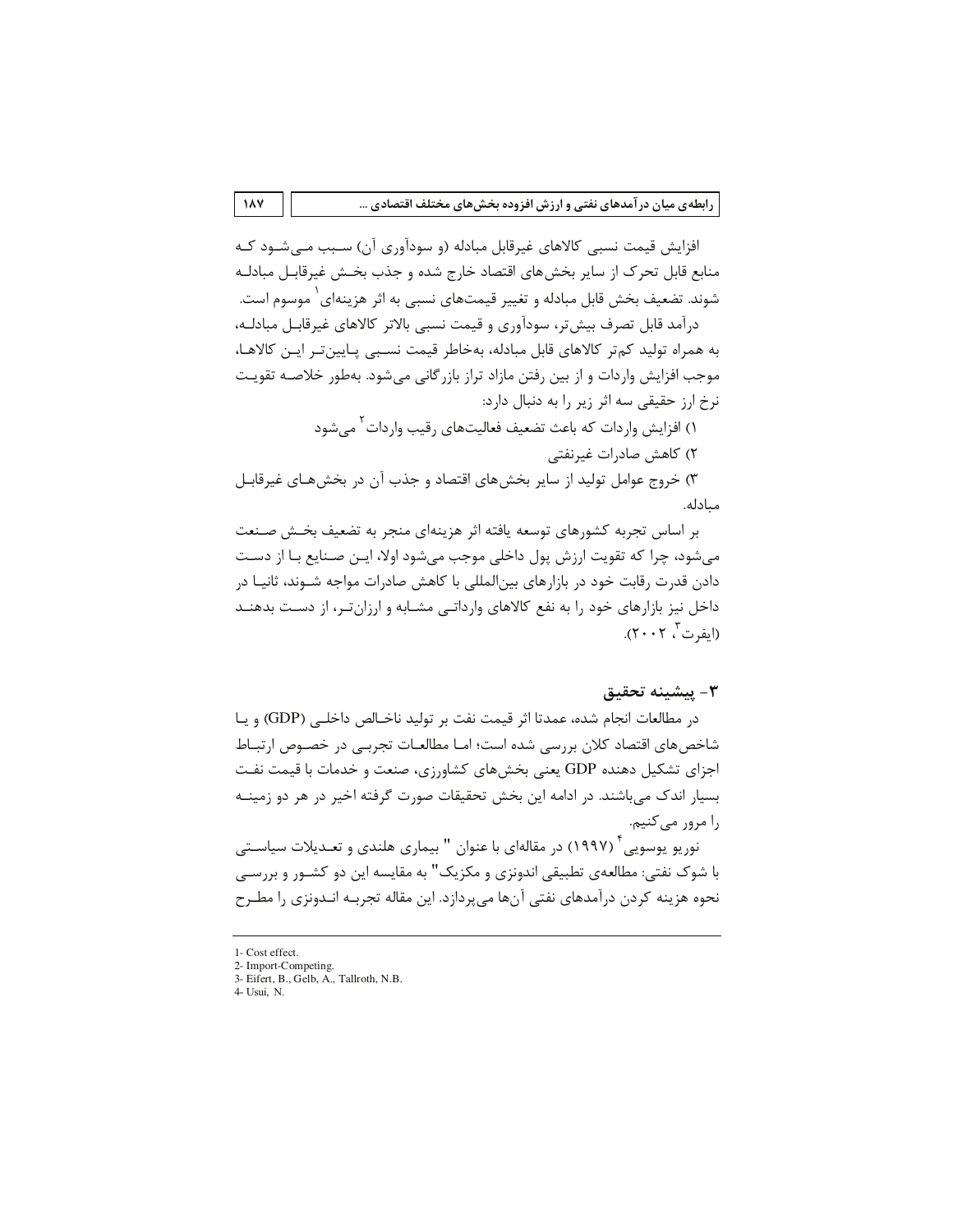افزایش قیمت نسبی کالاهای غیرقابل مبادله (و سودآوری آن) سبب می‌شود که منابع قابل تحرک از سایر بخش‌های اقتصاد خارج شده و جذب بخش غیرقابل مبادله شوند. تضعیف بخش قابل مبادله و تغییر قیمت‌های نسبی به اثر هزینه‌ای[1] موسوم است.

درآمد قابل تصرف بیش‌تر، سودآوری و قیمت نسبی بالاتر کالاهای غیرقابل مبادله، به همراه تولید کم‌تر کالاهای قابل مبادله، به‌خاطر قیمت نسبی پایین‌تر این کالاها، موجب افزایش واردات و از بین رفتن مازاد تراز بازرگانی می‌شود. به‌طور خلاصه تقویت نرخ ارز حقیقی سه اثر زیر را به دنبال دارد:

۱) افزایش واردات که باعث تضعیف فعالیت‌های رقیب واردات[2] می‌شود

۲) کاهش صادرات غیرنفتی

۳) خروج عوامل تولید از سایر بخش‌های اقتصاد و جذب آن در بخش‌های غیرقابل مبادله.

بر اساس تجربه کشورهای توسعه یافته اثر هزینه‌ای منجر به تضعیف بخش صنعت می‌شود، چرا که تقویت ارزش پول داخلی موجب می‌شود اولا، این صنایع با از دست دادن قدرت رقابت خود در بازارهای بین‌المللی با کاهش صادرات مواجه شوند، ثانیا در داخل نیز بازارهای خود را به نفع کالاهای وارداتی مشابه و ارزان‌تر، از دست بدهند (ایفرت[3]، ۲۰۰۲).

## ۳- پیشینه تحقیق

در مطالعات انجام شده، عمدتا اثر قیمت نفت بر تولید ناخالص داخلی (GDP) و یا شاخص‌های اقتصاد کلان بررسی شده است؛ اما مطالعات تجربی در خصوص ارتباط اجزای تشکیل دهنده GDP یعنی بخش‌های کشاورزی، صنعت و خدمات با قیمت نفت بسیار اندک می‌باشند. در ادامه این بخش تحقیقات صورت گرفته اخیر در هر دو زمینه را مرور می‌کنیم.

نوریو یوسویی[4] (۱۹۹۷) در مقاله‌ای با عنوان " بیماری هلندی و تعدیلات سیاستی با شوک نفتی: مطالعه‌ی تطبیقی اندونزی و مکزیک" به مقایسه این دو کشور و بررسی نحوه هزینه کردن درآمدهای نفتی آن‌ها می‌پردازد. این مقاله تجربه اندونزی را مطرح

---

1- Cost effect.

2- Import-Competing.

3- Eifert, B., Gelb, A., Tallroth, N.B.

4- Usui, N.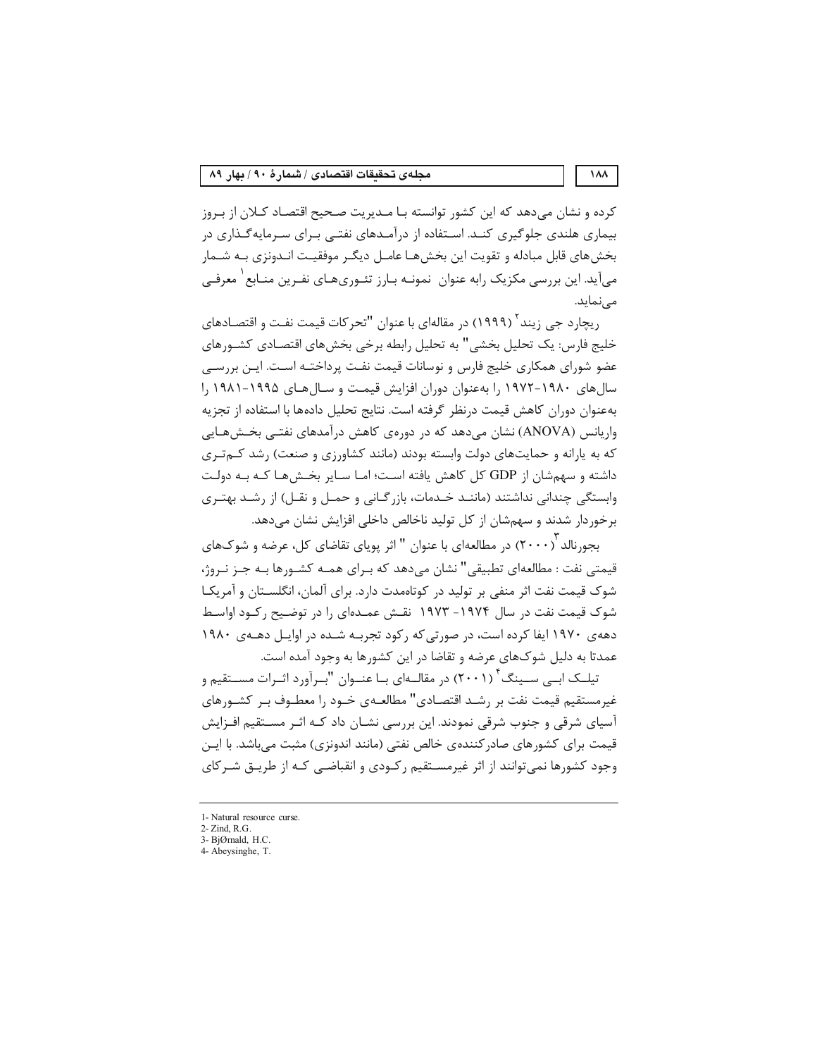کرده و نشان می‌دهد که این کشور توانسته بـا مـدیریت صـحیح اقتصـاد کـلان از بـروز بیماری هلندی جلوگیری کنـد. اسـتفاده از درآمـدهای نفتـی بـرای سـرمایه‌گـذاری در بخش‌های قابل مبادله و تقویت این بخش‌هـا عامـل دیگـر موفقیـت انـدونزی بـه شـمار می‌آید. این بررسی مکزیک رابه عنوان نمونـه بـارز تئـوری‌هـای نفـرین منـابع[1] معرفـی می‌نماید.

ریچارد جی زیند[2] (۱۹۹۹) در مقاله‌ای با عنوان "تحرکات قیمت نفـت و اقتصـادهای خلیج فارس: یک تحلیل بخشی" به تحلیل رابطه برخی بخش‌های اقتصـادی کشـورهای عضو شورای همکاری خلیج فارس و نوسانات قیمت نفـت پرداختـه اسـت. ایـن بررسـی سال‌های ۱۹۸۰-۱۹۷۲ را به‌عنوان دوران افزایش قیمـت و سـال‌هـای ۱۹۹۵-۱۹۸۱ را به‌عنوان دوران کاهش قیمت درنظر گرفته است. نتایج تحلیل داده‌ها با استفاده از تجزیه واریانس (ANOVA) نشان می‌دهد که در دوره‌ی کاهش درآمدهای نفتـی بخـش‌هـایی که به یارانه و حمایت‌های دولت وابسته بودند (مانند کشاورزی و صنعت) رشد کـم‌تـری داشته و سهم‌شان از GDP کل کاهش یافته اسـت؛ امـا سـایر بخـش‌هـا کـه بـه دولـت وابستگی چندانی نداشتند (ماننـد خـدمات، بازرگـانی و حمـل و نقـل) از رشـد بهتـری برخوردار شدند و سهم‌شان از کل تولید ناخالص داخلی افزایش نشان می‌دهد.

بجورنالد[3] (۲۰۰۰) در مطالعه‌ای با عنوان " اثر پویای تقاضای کل، عرضه و شوک‌های قیمتی نفت : مطالعه‌ای تطبیقی" نشان می‌دهد که بـرای همـه کشـورها بـه جـز نـروژ، شوک قیمت نفت اثر منفی بر تولید در کوتاه‌مدت دارد. برای آلمان، انگلسـتان و آمریکـا شوک قیمت نفت در سال ۱۹۷۴- ۱۹۷۳ نقـش عمـده‌ای را در توضـیح رکـود اواسـط دهه‌ی ۱۹۷۰ ایفا کرده است، در صورتی‌که رکود تجربـه شـده در اوایـل دهـه‌ی ۱۹۸۰ عمدتا به دلیل شوک‌های عرضه و تقاضا در این کشورها به وجود آمده است.

تیلـک ابـی سـینگ[4] (۲۰۰۱) در مقالـه‌ای بـا عنـوان "بـرآورد اثـرات مسـتقیم و غیرمستقیم قیمت نفت بر رشـد اقتصـادی" مطالعـه‌ی خـود را معطـوف بـر کشـورهای آسیای شرقی و جنوب شرقی نمودند. این بررسی نشـان داد کـه اثـر مسـتقیم افـزایش قیمت برای کشورهای صادرکننده‌ی خالص نفتی (مانند اندونزی) مثبت می‌باشد. با ایـن وجود کشورها نمی‌توانند از اثر غیرمسـتقیم رکـودی و انقباضـی کـه از طریـق شـرکای

---

1- Natural resource curse.
2- Zind, R.G.
3- BjØrnald, H.C.
4- Abeysinghe, T.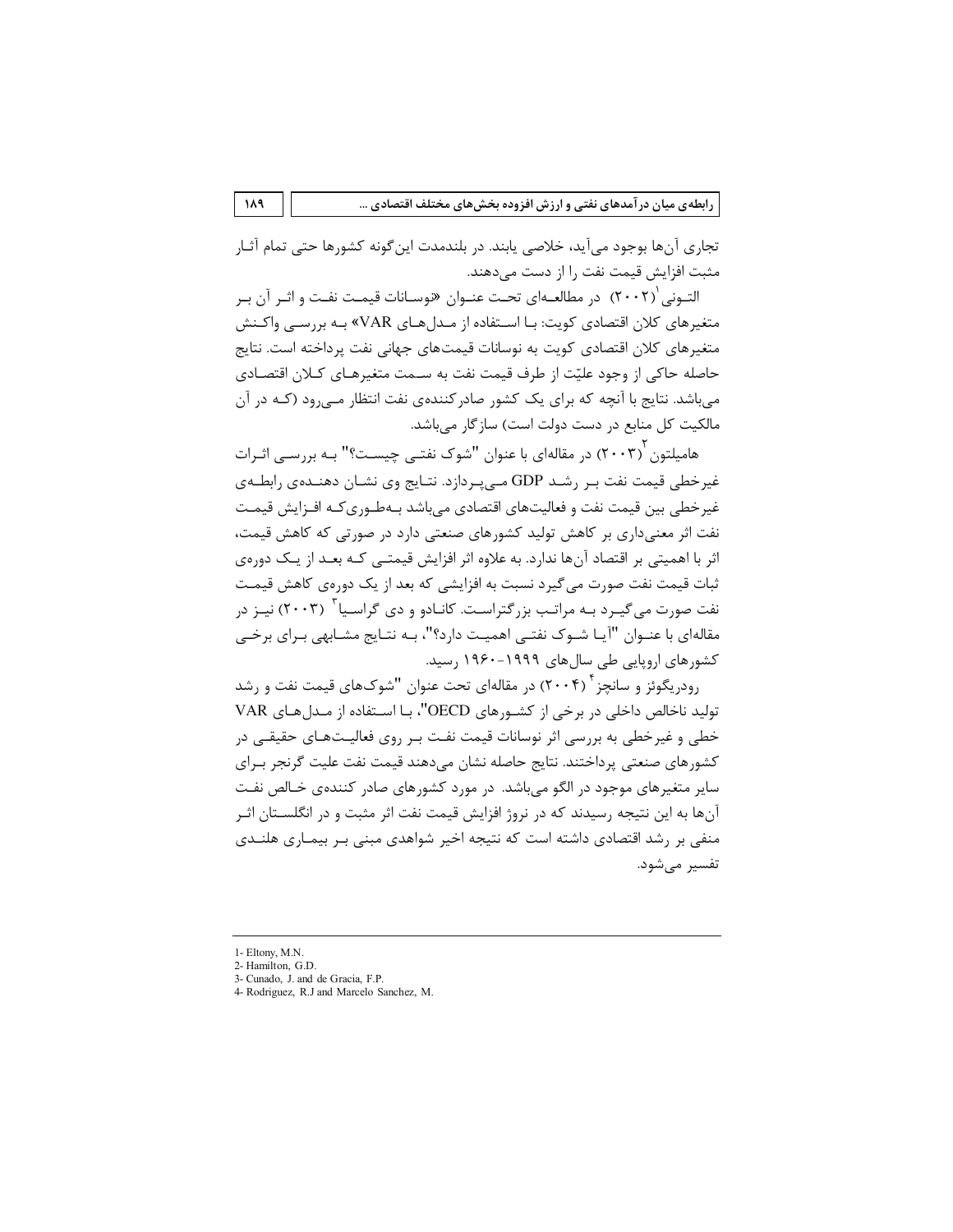تجاری آن‌ها بوجود می‌آید، خلاصی یابند. در بلندمدت این‌گونه کشورها حتی تمام آثار مثبت افزایش قیمت نفت را از دست می‌دهند.

التونی[1] (۲۰۰۲) در مطالعه‌ای تحت عنوان «نوسانات قیمت نفت و اثر آن بر متغیرهای کلان اقتصادی کویت: با استفاده از مدل‌های VAR» به بررسی واکنش متغیرهای کلان اقتصادی کویت به نوسانات قیمت‌های جهانی نفت پرداخته است. نتایج حاصله حاکی از وجود علیّت از طرف قیمت نفت به سمت متغیرهای کلان اقتصادی می‌باشد. نتایج با آنچه که برای یک کشور صادرکننده‌ی نفت انتظار می‌رود (که در آن مالکیت کل منابع در دست دولت است) سازگار می‌باشد.

هامیلتون[2] (۲۰۰۳) در مقاله‌ای با عنوان "شوک نفتی چیست؟" به بررسی اثرات غیرخطی قیمت نفت بر رشد GDP می‌پردازد. نتایج وی نشان دهنده‌ی رابطه‌ی غیرخطی بین قیمت نفت و فعالیت‌های اقتصادی می‌باشد به‌طوری‌که افزایش قیمت نفت اثر معنی‌داری بر کاهش تولید کشورهای صنعتی دارد در صورتی که کاهش قیمت، اثر با اهمیتی بر اقتصاد آن‌ها ندارد. به علاوه اثر افزایش قیمتی که بعد از یک دوره‌ی ثبات قیمت نفت صورت می‌گیرد نسبت به افزایشی که بعد از یک دوره‌ی کاهش قیمت نفت صورت می‌گیرد به مراتب بزرگتراست. کانادو و دی گراسیا[3] (۲۰۰۳) نیز در مقاله‌ای با عنوان "آیا شوک نفتی اهمیت دارد؟"، به نتایج مشابهی برای برخی کشورهای اروپایی طی سال‌های ۱۹۹۹-۱۹۶۰ رسید.

رودریگوئز و سانچز[4] (۲۰۰۴) در مقاله‌ای تحت عنوان "شوک‌های قیمت نفت و رشد تولید ناخالص داخلی در برخی از کشورهای OECD"، با استفاده از مدل‌های VAR خطی و غیرخطی به بررسی اثر نوسانات قیمت نفت بر روی فعالیت‌های حقیقی در کشورهای صنعتی پرداختند. نتایج حاصله نشان می‌دهند قیمت نفت علیت گرنجر برای سایر متغیرهای موجود در الگو می‌باشد. در مورد کشورهای صادر کننده‌ی خالص نفت آن‌ها به این نتیجه رسیدند که در نروژ افزایش قیمت نفت اثر مثبت و در انگلستان اثر منفی بر رشد اقتصادی داشته است که نتیجه اخیر شواهدی مبنی بر بیماری هلندی تفسیر می‌شود.

---

1- Eltony, M.N.
2- Hamilton, G.D.
3- Cunado, J. and de Gracia, F.P.
4- Rodriguez, R.J and Marcelo Sanchez, M.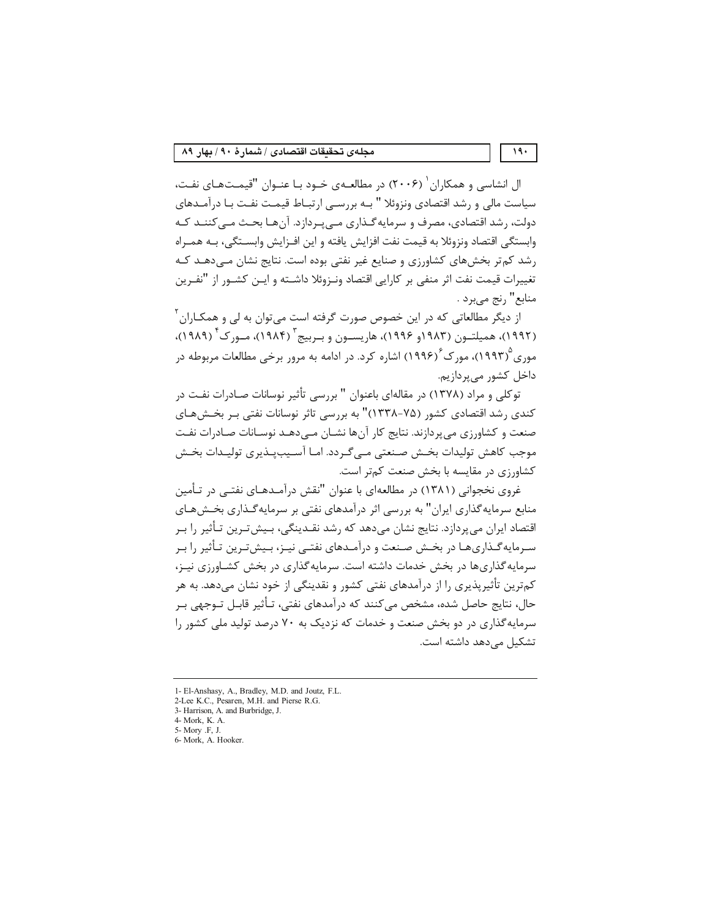ال انشاسی و همکاران[1] (۲۰۰۶) در مطالعه‌ی خود با عنوان "قیمت‌های نفت، سیاست مالی و رشد اقتصادی ونزوئلا " به بررسی ارتباط قیمت نفت با درآمدهای دولت، رشد اقتصادی، مصرف و سرمایه‌گذاری می‌پردازد. آن‌ها بحث می‌کنند که وابستگی اقتصاد ونزوئلا به قیمت نفت افزایش یافته و این افزایش وابستگی، به همراه رشد کم‌تر بخش‌های کشاورزی و صنایع غیر نفتی بوده است. نتایج نشان می‌دهد که تغییرات قیمت نفت اثر منفی بر کارایی اقتصاد ونزوئلا داشته و این کشور از "نفرین منابع" رنج می‌برد .

از دیگر مطالعاتی که در این خصوص صورت گرفته است می‌توان به لی و همکاران[2] (۱۹۹۲)، همیلتون (۱۹۸۳و ۱۹۹۶)، هاریسون و بربیج[3] (۱۹۸۴)، مورک[4] (۱۹۸۹)، موری[5](۱۹۹۳)، مورک[6](۱۹۹۶) اشاره کرد. در ادامه به مرور برخی مطالعات مربوطه در داخل کشور می‌پردازیم.

توکلی و مراد (۱۳۷۸) در مقاله‌ای باعنوان " بررسی تأثیر نوسانات صادرات نفت در کندی رشد اقتصادی کشور (۷۵-۱۳۳۸)" به بررسی تاثر نوسانات نفتی بر بخش‌های صنعت و کشاورزی می‌پردازند. نتایج کار آن‌ها نشان می‌دهد نوسانات صادرات نفت موجب کاهش تولیدات بخش صنعتی می‌گردد. اما آسیب‌پذیری تولیدات بخش کشاورزی در مقایسه با بخش صنعت کم‌تر است.

غروی نخجوانی (۱۳۸۱) در مطالعه‌ای با عنوان "نقش درآمدهای نفتی در تأمین منابع سرمایه‌گذاری ایران" به بررسی اثر درآمدهای نفتی بر سرمایه‌گذاری بخش‌های اقتصاد ایران می‌پردازد. نتایج نشان می‌دهد که رشد نقدینگی، بیش‌ترین تأثیر را بر سرمایه‌گذاری‌ها در بخش صنعت و درآمدهای نفتی نیز، بیش‌ترین تأثیر را بر سرمایه‌گذاری‌ها در بخش خدمات داشته است. سرمایه‌گذاری در بخش کشاورزی نیز، کم‌ترین تأثیرپذیری را از درآمدهای نفتی کشور و نقدینگی از خود نشان می‌دهد. به هر حال، نتایج حاصل شده، مشخص می‌کنند که درآمدهای نفتی، تأثیر قابل توجهی بر سرمایه‌گذاری در دو بخش صنعت و خدمات که نزدیک به ۷۰ درصد تولید ملی کشور را تشکیل می‌دهد داشته است.

---

1- El-Anshasy, A., Bradley, M.D. and Joutz, F.L.
2-Lee K.C., Pesaren, M.H. and Pierse R.G.
3- Harrison, A. and Burbridge, J.
4- Mork, K. A.
5- Mory .F, J.
6- Mork, A. Hooker.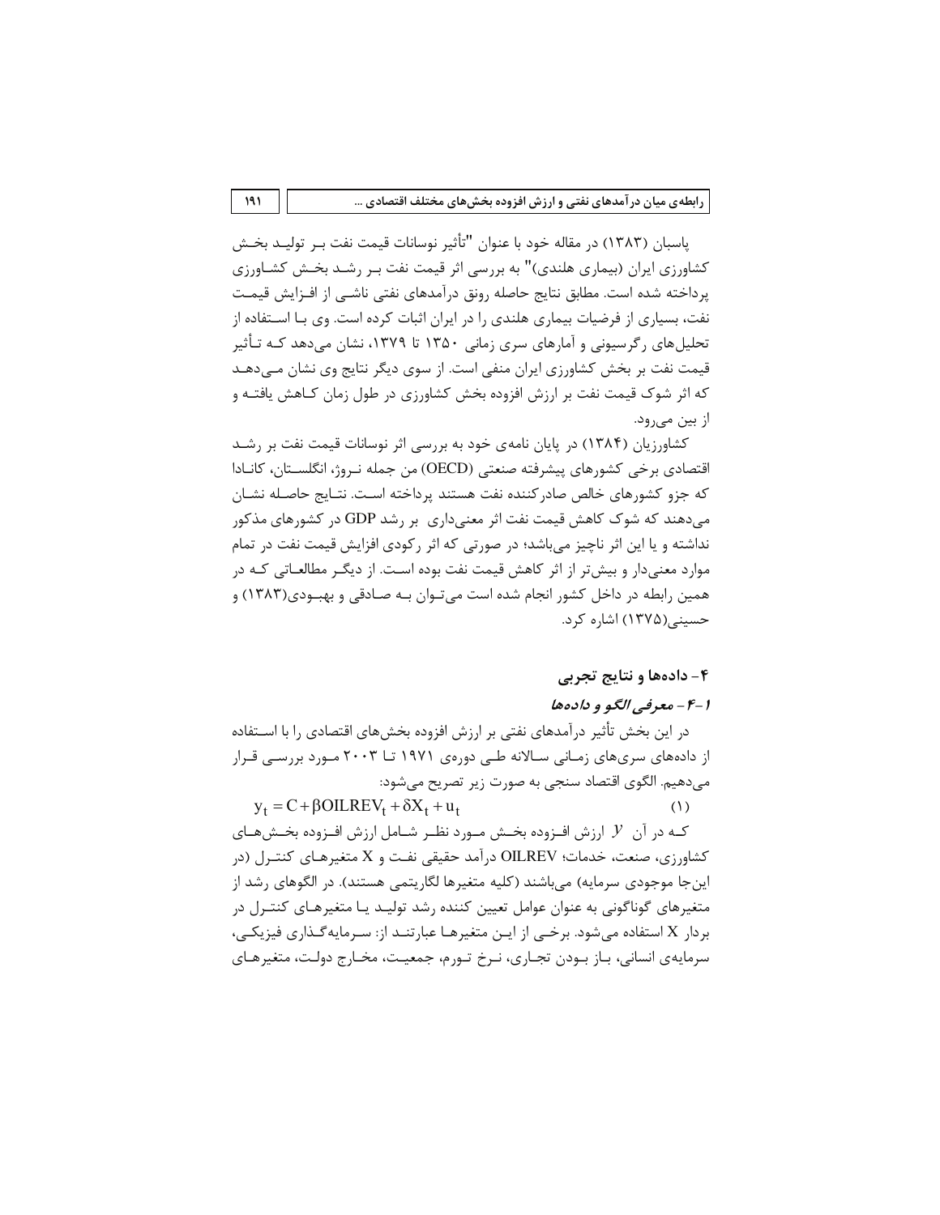پاسبان (۱۳۸۳) در مقاله خود با عنوان "تأثیر نوسانات قیمت نفت بر تولید بخش کشاورزی ایران (بیماری هلندی)" به بررسی اثر قیمت نفت بر رشد بخش کشاورزی پرداخته شده است. مطابق نتایج حاصله رونق درآمدهای نفتی ناشی از افزایش قیمت نفت، بسیاری از فرضیات بیماری هلندی را در ایران اثبات کرده است. وی با استفاده از تحلیل‌های رگرسیونی و آمارهای سری زمانی ۱۳۵۰ تا ۱۳۷۹، نشان می‌دهد که تأثیر قیمت نفت بر بخش کشاورزی ایران منفی است. از سوی دیگر نتایج وی نشان می‌دهد که اثر شوک قیمت نفت بر ارزش افزوده بخش کشاورزی در طول زمان کاهش یافته و از بین می‌رود.

کشاورزیان (۱۳۸۴) در پایان نامه‌ی خود به بررسی اثر نوسانات قیمت نفت بر رشد اقتصادی برخی کشورهای پیشرفته صنعتی (OECD) من جمله نروژ، انگلستان، کانادا که جزو کشورهای خالص صادرکننده نفت هستند پرداخته است. نتایج حاصله نشان می‌دهند که شوک کاهش قیمت نفت اثر معنی‌داری بر رشد GDP در کشورهای مذکور نداشته و یا این اثر ناچیز می‌باشد؛ در صورتی که اثر رکودی افزایش قیمت نفت در تمام موارد معنی‌دار و بیش‌تر از اثر کاهش قیمت نفت بوده است. از دیگر مطالعاتی که در همین رابطه در داخل کشور انجام شده است می‌توان به صادقی و بهبودی(۱۳۸۳) و حسینی(۱۳۷۵) اشاره کرد.

## ۴- داده‌ها و نتایج تجربی

### ۴-۱- *معرفی الگو و داده‌ها*

در این بخش تأثیر درآمدهای نفتی بر ارزش افزوده بخش‌های اقتصادی را با استفاده از داده‌های سری‌های زمانی سالانه طی دوره‌ی ۱۹۷۱ تا ۲۰۰۳ مورد بررسی قرار می‌دهیم. الگوی اقتصاد سنجی به صورت زیر تصریح می‌شود:

$$y_t = C + \beta OILREV_t + \delta X_t + u_t \qquad (1)$$

که در آن $y$ ارزش افزوده بخش مورد نظر شامل ارزش افزوده بخش‌های کشاورزی، صنعت، خدمات؛ OILREV درآمد حقیقی نفت و X متغیرهای کنترل (در اینجا موجودی سرمایه) می‌باشند (کلیه متغیرها لگاریتمی هستند). در الگوهای رشد از متغیرهای گوناگونی به عنوان عوامل تعیین کننده رشد تولید یا متغیرهای کنترل در بردار X استفاده می‌شود. برخی از این متغیرها عبارتند از: سرمایه‌گذاری فیزیکی، سرمایه‌ی انسانی، باز بودن تجاری، نرخ تورم، جمعیت، مخارج دولت، متغیرهای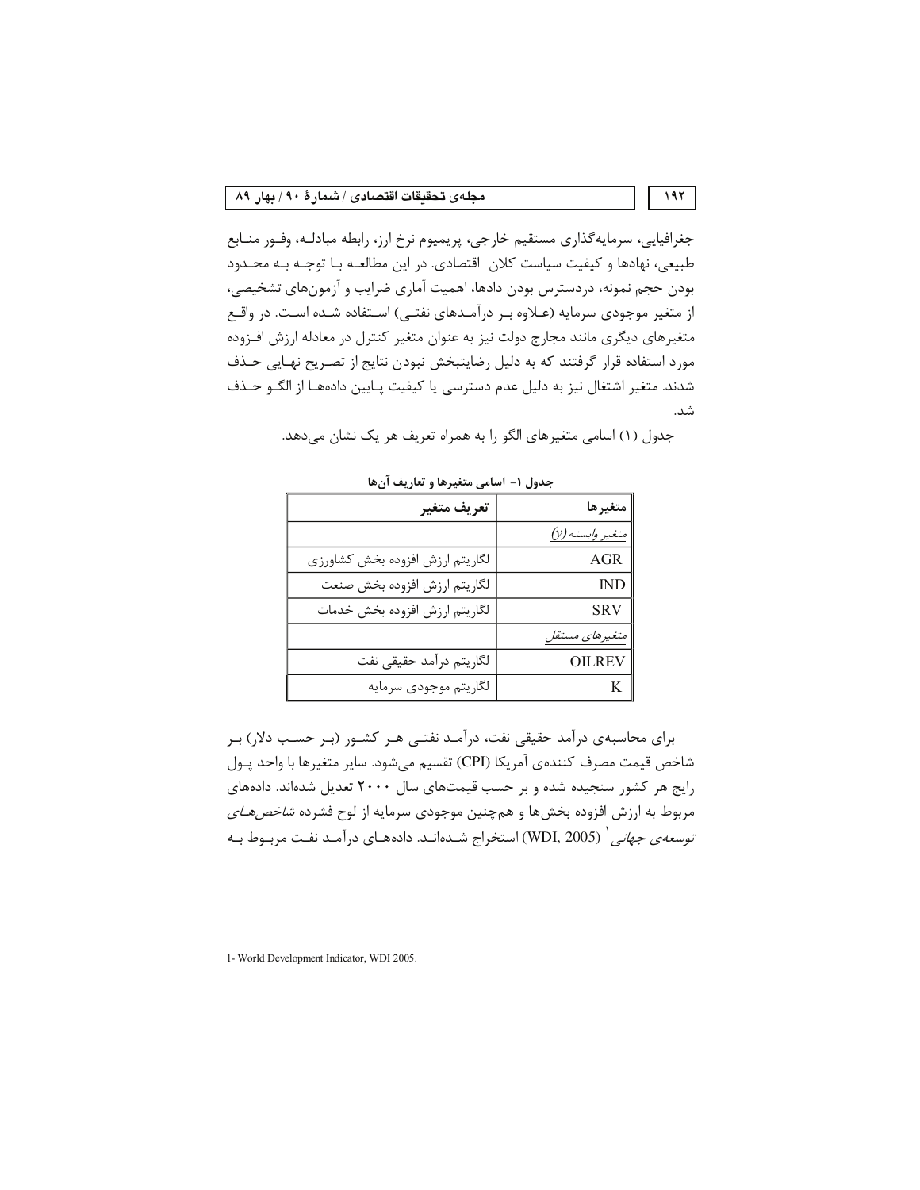جغرافیایی، سرمایه‌گذاری مستقیم خارجی، پریمیوم نرخ ارز، رابطه مبادلـه، وفـور منـابع طبیعی، نهادها و کیفیت سیاست کلان اقتصادی. در این مطالعـه بـا توجـه بـه محـدود بودن حجم نمونه، دردسترس بودن دادها، اهمیت آماری ضرایب و آزمون‌های تشخیصی، از متغیر موجودی سرمایه (عـلاوه بـر درآمـدهای نفتـی) اسـتفاده شـده اسـت. در واقـع متغیرهای دیگری مانند مجارج دولت نیز به عنوان متغیر کنترل در معادله ارزش افـزوده مورد استفاده قرار گرفتند که به دلیل رضایتبخش نبودن نتایج از تصـریح نهـایی حـذف شدند. متغیر اشتغال نیز به دلیل عدم دسترسی یا کیفیت پـایین داده‌هـا از الگـو حـذف شد.

جدول (۱) اسامی متغیرهای الگو را به همراه تعریف هر یک نشان می‌دهد.

**جدول ۱- اسامی متغیرها و تعاریف آن‌ها**

| متغیرها | تعریف متغیر |
|---|---|
| *متغیر وابسته (y)* | |
| AGR | لگاریتم ارزش افزوده بخش کشاورزی |
| IND | لگاریتم ارزش افزوده بخش صنعت |
| SRV | لگاریتم ارزش افزوده بخش خدمات |
| *متغیرهای مستقل* | |
| OILREV | لگاریتم درآمد حقیقی نفت |
| K | لگاریتم موجودی سرمایه |

برای محاسبه‌ی درآمد حقیقی نفت، درآمـد نفتـی هـر کشـور (بـر حسـب دلار) بـر شاخص قیمت مصرف کننده‌ی آمریکا (CPI) تقسیم می‌شود. سایر متغیرها با واحد پـول رایج هر کشور سنجیده شده و بر حسب قیمت‌های سال ۲۰۰۰ تعدیل شده‌اند. داده‌های مربوط به ارزش افزوده بخش‌ها و همچنین موجودی سرمایه از لوح فشرده *شاخص‌هـای توسعه‌ی جهانی*[1] (WDI, 2005) استخراج شـده‌انـد. داده‌هـای درآمـد نفـت مربـوط بـه

1- World Development Indicator, WDI 2005.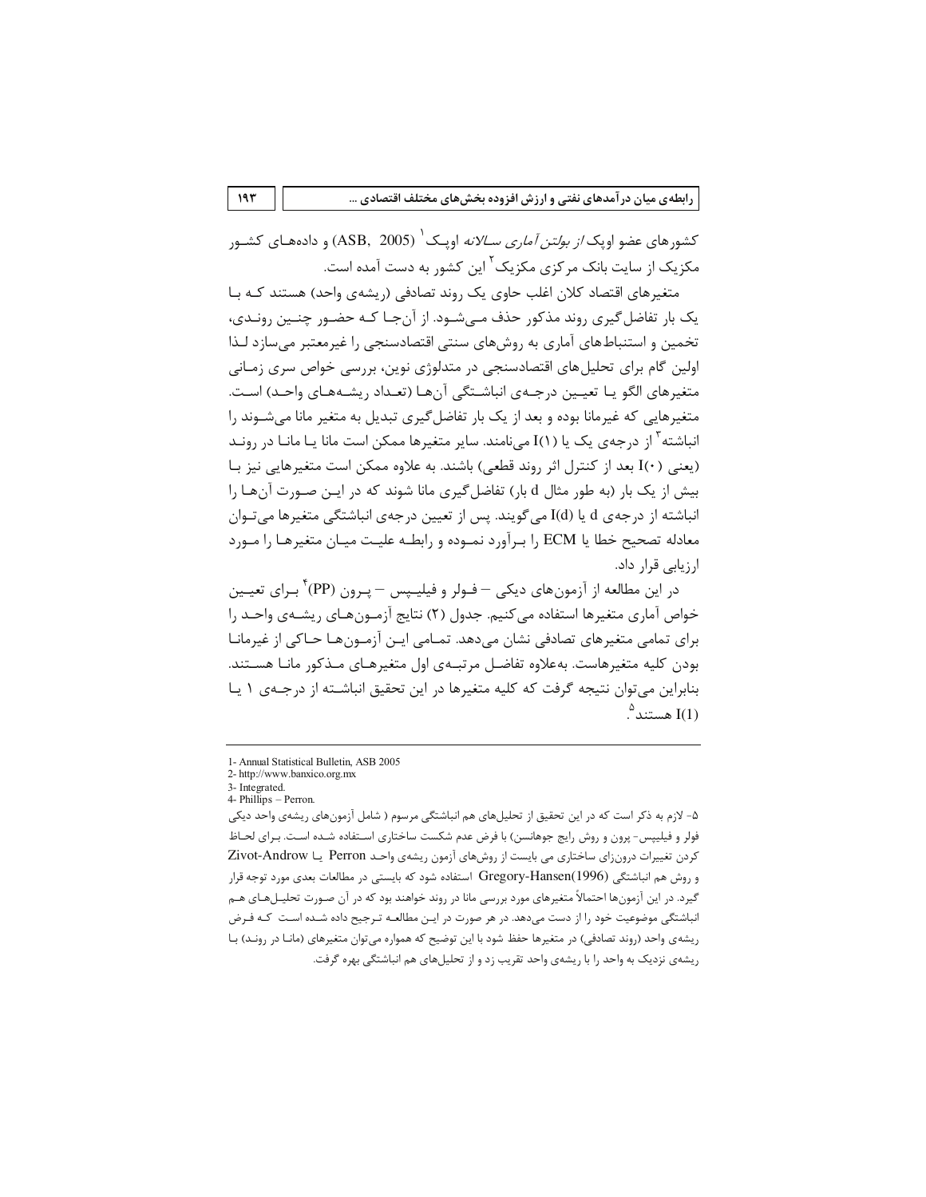کشورهای عضو اوپک *از بولتن آماری سالانه* اوپک[1] (ASB, 2005) و داده‌های کشور مکزیک از سایت بانک مرکزی مکزیک[2] این کشور به دست آمده است.

متغیرهای اقتصاد کلان اغلب حاوی یک روند تصادفی (ریشه‌ی واحد) هستند که با یک بار تفاضل‌گیری روند مذکور حذف می‌شود. از آن‌جا که حضور چنین روندی، تخمین و استنباط‌های آماری به روش‌های سنتی اقتصادسنجی را غیرمعتبر می‌سازد لذا اولین گام برای تحلیل‌های اقتصادسنجی در متدلوژی نوین، بررسی خواص سری زمانی متغیرهای الگو یا تعیین درجه‌ی انباشتگی آن‌ها (تعداد ریشه‌های واحد) است. متغیرهایی که غیرمانا بوده و بعد از یک بار تفاضل‌گیری تبدیل به متغیر مانا می‌شوند را انباشته[3] از درجه‌ی یک یا I(۱) می‌نامند. سایر متغیرها ممکن است مانا یا مانا در روند (یعنی I(۰) بعد از کنترل اثر روند قطعی) باشند. به علاوه ممکن است متغیرهایی نیز با بیش از یک بار (به طور مثال d بار) تفاضل‌گیری مانا شوند که در این صورت آن‌ها را انباشته از درجه‌ی d یا I(d) می‌گویند. پس از تعیین درجه‌ی انباشتگی متغیرها می‌توان معادله تصحیح خطا یا ECM را برآورد نموده و رابطه علیت میان متغیرها را مورد ارزیابی قرار داد.

در این مطالعه از آزمون‌های دیکی – فولر و فیلیپس – پرون (PP)[4] برای تعیین خواص آماری متغیرها استفاده می‌کنیم. جدول (۲) نتایج آزمون‌های ریشه‌ی واحد را برای تمامی متغیرهای تصادفی نشان می‌دهد. تمامی این آزمون‌ها حاکی از غیرمانا بودن کلیه متغیرهاست. به‌علاوه تفاضل مرتبه‌ی اول متغیرهای مذکور مانا هستند. بنابراین می‌توان نتیجه گرفت که کلیه متغیرها در این تحقیق انباشته از درجه‌ی ۱ یا I(1) هستند.[5]

---

1- Annual Statistical Bulletin, ASB 2005

2- http://www.banxico.org.mx

3- Integrated.

4- Phillips – Perron.

۵- لازم به ذکر است که در این تحقیق از تحلیل‌های هم انباشتگی مرسوم ( شامل آزمون‌های ریشه‌ی واحد دیکی فولر و فیلیپس- پرون و روش رایج جوهانسن) با فرض عدم شکست ساختاری استفاده شده است. برای لحاظ کردن تغییرات درون‌زای ساختاری می بایست از روش‌های آزمون ریشه‌ی واحد Perron یا Zivot-Androw و روش هم انباشتگی Gregory-Hansen(1996) استفاده شود که بایستی در مطالعات بعدی مورد توجه قرار گیرد. در این آزمون‌ها احتمالاً متغیرهای مورد بررسی مانا در روند خواهند بود که در آن صورت تحلیل‌های هم انباشتگی موضوعیت خود را از دست می‌دهد. در هر صورت در این مطالعه ترجیح داده شده است که فرض ریشه‌ی واحد (روند تصادفی) در متغیرها حفظ شود با این توضیح که همواره می‌توان متغیرهای (مانا در روند) با ریشه‌ی نزدیک به واحد را با ریشه‌ی واحد تقریب زد و از تحلیل‌های هم انباشتگی بهره گرفت.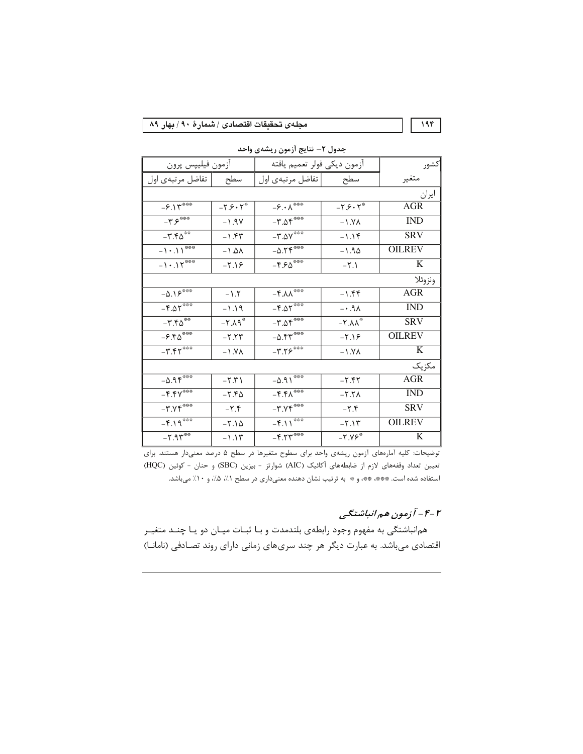جدول ۲- نتایج آزمون ریشه‌ی واحد

| کشور | آزمون دیکی فولر تعمیم یافته | | آزمون فیلیپس پرون | |
|---|---|---|---|---|
| متغیر | سطح | تفاضل مرتبه‌ی اول | سطح | تفاضل مرتبه‌ی اول |
| ایران | | | | |
| AGR | *-۲.۶۰۲ | ***-۶.۰۸ | *-۲.۶۰۲ | ***-۶.۱۳ |
| IND | -۱.۷۸ | ***-۳.۵۴ | -۱.۹۷ | ***-۳.۶ |
| SRV | -۱.۱۴ | ***-۳.۵۷ | -۱.۴۳ | **-۳.۴۵ |
| OILREV | -۱.۹۵ | ***-۵.۲۴ | -۱.۵۸ | ***-۱۰.۱۱ |
| K | -۲.۱ | ***-۴.۶۵ | -۲.۱۶ | ***-۱۰.۱۲ |
| ونزوئلا | | | | |
| AGR | -۱.۴۴ | ***-۴.۸۸ | -۱.۲ | ***-۵.۱۶ |
| IND | -۰.۹۸ | ***-۴.۵۲ | -۱.۱۹ | ***-۴.۵۲ |
| SRV | *-۲.۸۸ | ***-۳.۵۴ | *-۲.۸۹ | **-۳.۴۵ |
| OILREV | -۲.۱۶ | ***-۵.۴۳ | -۲.۲۳ | ***-۶.۴۵ |
| K | -۱.۷۸ | ***-۳.۲۶ | -۱.۷۸ | ***-۳.۴۲ |
| مکزیک | | | | |
| AGR | -۲.۴۲ | ***-۵.۹۱ | -۲.۳۱ | ***-۵.۹۴ |
| IND | -۲.۲۸ | ***-۴.۴۸ | -۲.۴۵ | ***-۴.۴۷ |
| SRV | -۲.۴ | ***-۳.۷۴ | -۲.۴ | ***-۳.۷۴ |
| OILREV | -۲.۱۳ | ***-۴.۱۱ | -۲.۱۵ | ***-۴.۱۹ |
| K | *-۲.۷۶ | ***-۴.۲۳ | -۱.۱۳ | **-۲.۹۳ |

توضیحات: کلیه آماره‌های آزمون ریشه‌ی واحد برای سطوح متغیرها در سطح ۵ درصد معنی‌دار هستند. برای تعیین تعداد وقفه‌های لازم از ضابطه‌های آکائیک (AIC) شوارتز - بیزین (SBC) و حنان - کوئین (HQC) استفاده شده است. ***، **، و * به ترتیب نشان دهنده معنی‌داری در سطح ۱٪، ۵٪، و ۱۰٪ می‌باشد.

### ۲-۴- آزمون هم‌انباشتگی

هم‌انباشتگی به مفهوم وجود رابطه‌ی بلندمدت و با ثبات میان دو یا چند متغیر اقتصادی می‌باشد. به عبارت دیگر هر چند سری‌های زمانی دارای روند تصادفی (نامانا)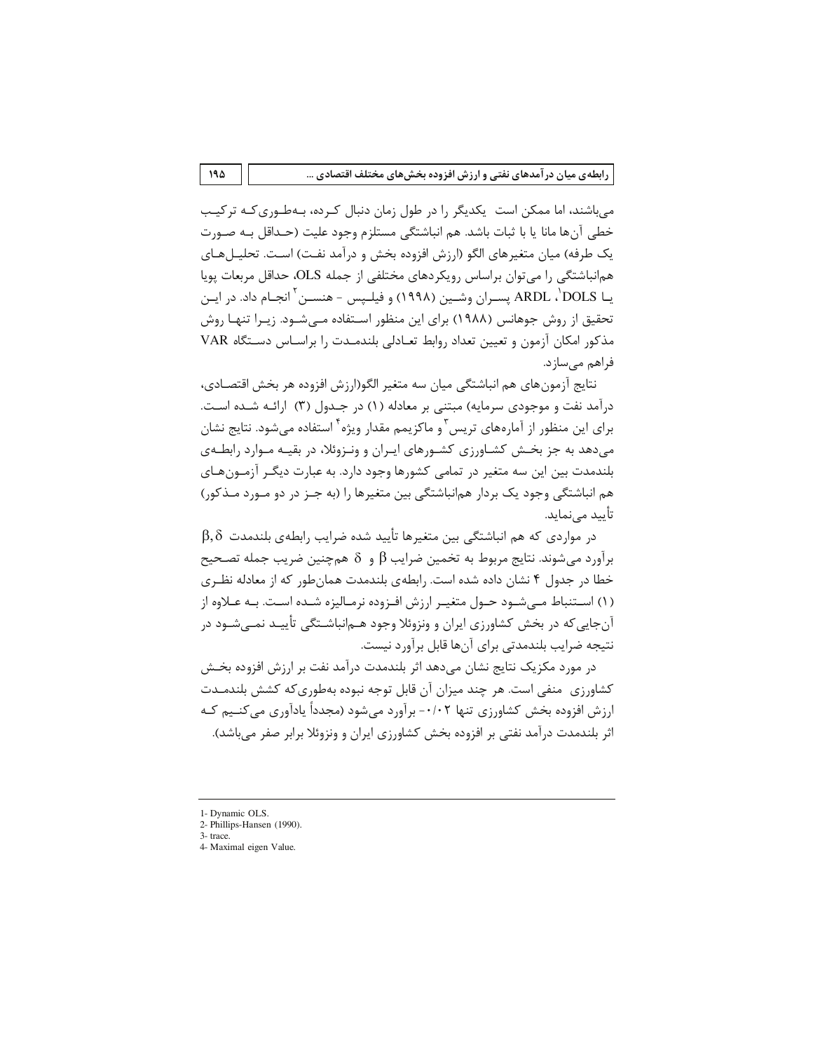می‌باشند، اما ممکن است یکدیگر را در طول زمان دنبال کرده، به‌طوری‌که ترکیب خطی آن‌ها مانا یا با ثبات باشد. هم انباشتگی مستلزم وجود علیت (حداقل به صورت یک طرفه) میان متغیرهای الگو (ارزش افزوده بخش و درآمد نفت) است. تحلیل‌های هم‌انباشتگی را می‌توان براساس رویکردهای مختلفی از جمله OLS، حداقل مربعات پویا یا DOLS[1]، ARDL پسران وشین (۱۹۹۸) و فیلیپس - هنسن[2] انجام داد. در این تحقیق از روش جوهانس (۱۹۸۸) برای این منظور استفاده می‌شود. زیرا تنها روش مذکور امکان آزمون و تعیین تعداد روابط تعادلی بلندمدت را براساس دستگاه VAR فراهم می‌سازد.

نتایج آزمون‌های هم انباشتگی میان سه متغیر الگو(ارزش افزوده هر بخش اقتصادی، درآمد نفت و موجودی سرمایه) مبتنی بر معادله (۱) در جدول (۳) ارائه شده است. برای این منظور از آماره‌های تریس[3] و ماکزیمم مقدار ویژه[4] استفاده می‌شود. نتایج نشان می‌دهد به جز بخش کشاورزی کشورهای ایران و ونزوئلا، در بقیه موارد رابطه‌ی بلندمدت بین این سه متغیر در تمامی کشورها وجود دارد. به عبارت دیگر آزمون‌های هم انباشتگی وجود یک بردار هم‌انباشتگی بین متغیرها را (به جز در دو مورد مذکور) تأیید می‌نماید.

در مواردی که هم انباشتگی بین متغیرها تأیید شده ضرایب رابطه‌ی بلندمدت $\beta, \delta$ برآورد می‌شوند. نتایج مربوط به تخمین ضرایب $\beta$ و $\delta$ همچنین ضریب جمله تصحیح خطا در جدول ۴ نشان داده شده است. رابطه‌ی بلندمدت همان‌طور که از معادله نظری (۱) استنباط می‌شود حول متغیر ارزش افزوده نرمالیزه شده است. به علاوه از آن‌جایی‌که در بخش کشاورزی ایران و ونزوئلا وجود هم‌انباشتگی تأیید نمی‌شود در نتیجه ضرایب بلندمدتی برای آن‌ها قابل برآورد نیست.

در مورد مکزیک نتایج نشان می‌دهد اثر بلندمدت درآمد نفت بر ارزش افزوده بخش کشاورزی منفی است. هر چند میزان آن قابل توجه نبوده به‌طوری‌که کشش بلندمدت ارزش افزوده بخش کشاورزی تنها ۰/۰۲- برآورد می‌شود (مجدداً یادآوری می‌کنیم که اثر بلندمدت درآمد نفتی بر افزوده بخش کشاورزی ایران و ونزوئلا برابر صفر می‌باشد).

---

1- Dynamic OLS.
2- Phillips-Hansen (1990).
3- trace.
4- Maximal eigen Value.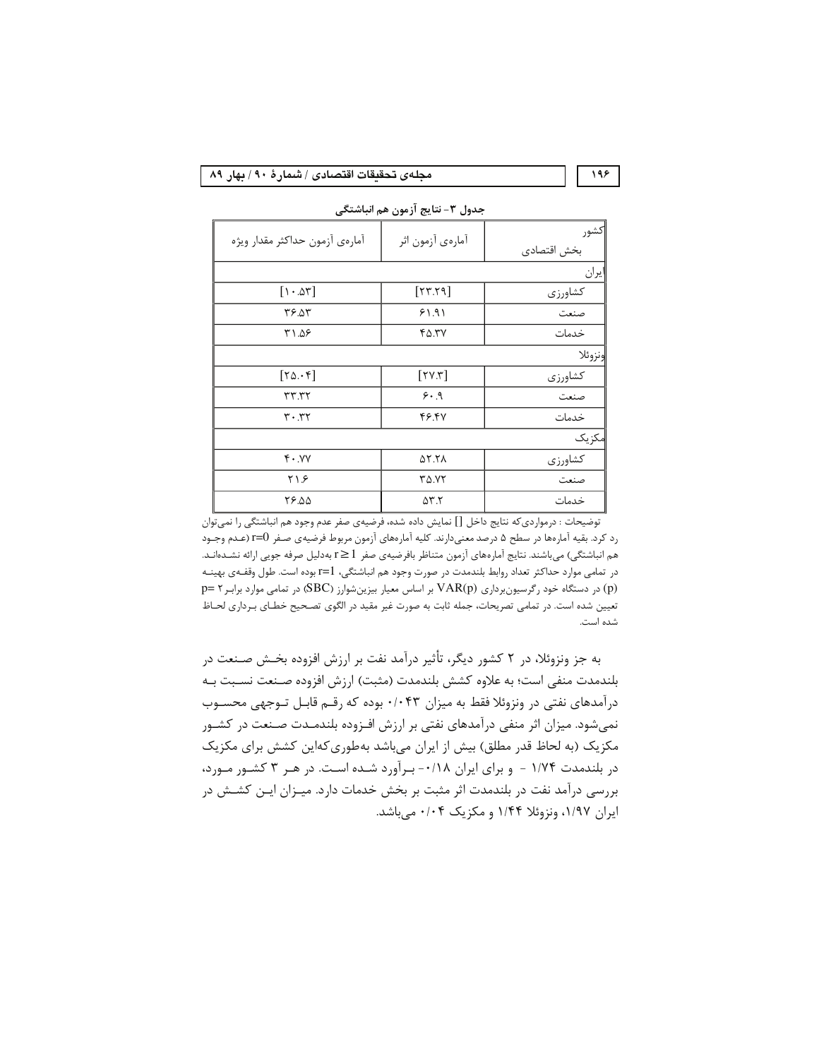جدول ۳- نتایج آزمون هم انباشتگی

| کشور / بخش اقتصادی | آماره‌ی آزمون اثر | آماره‌ی آزمون حداکثر مقدار ویژه |
|---|---|---|
| ایران | | |
| کشاورزی | [۲۳.۲۹] | [۱۰.۵۳] |
| صنعت | ۶۱.۹۱ | ۳۶.۵۳ |
| خدمات | ۴۵.۳۷ | ۳۱.۵۶ |
| ونزوئلا | | |
| کشاورزی | [۲۷.۳] | [۲۵.۰۴] |
| صنعت | ۶۰.۹ | ۳۳.۳۲ |
| خدمات | ۴۶.۴۷ | ۳۰.۳۲ |
| مکزیک | | |
| کشاورزی | ۵۲.۲۸ | ۴۰.۷۷ |
| صنعت | ۳۵.۷۲ | ۲۱.۶ |
| خدمات | ۵۳.۲ | ۲۶.۵۵ |

توضیحات : درمواردی‌که نتایج داخل [] نمایش داده شده، فرضیه‌ی صفر عدم وجود هم انباشتگی را نمی‌توان رد کرد. بقیه آماره‌ها در سطح ۵ درصد معنی‌دارند. کلیه آماره‌های آزمون مربوط فرضیه‌ی صفر $r=0$ (عدم وجود هم انباشتگی) می‌باشند. نتایج آماره‌های آزمون متناظر بافرضیه‌ی صفر $r \geq 1$ به‌دلیل صرفه جویی ارائه نشده‌اند. در تمامی موارد حداکثر تعداد روابط بلندمدت در صورت وجود هم انباشتگی، $r=1$ بوده است. طول وقفه‌ی بهینه (p) در دستگاه خود رگرسیون‌برداری $VAR(p)$ بر اساس معیار بیزین‌شوارز (SBC) در تمامی موارد برابر ۲ $p=$ تعیین شده است. در تمامی تصریحات، جمله ثابت به صورت غیر مقید در الگوی تصحیح خطای برداری لحاظ شده است.

به جز ونزوئلا، در ۲ کشور دیگر، تأثیر درآمد نفت بر ارزش افزوده بخش صنعت در بلندمدت منفی است؛ به علاوه کشش بلندمدت (مثبت) ارزش افزوده صنعت نسبت به درآمدهای نفتی در ونزوئلا فقط به میزان ۰/۰۴۳ بوده که رقم قابل توجهی محسوب نمی‌شود. میزان اثر منفی درآمدهای نفتی بر ارزش افزوده بلندمدت صنعت در کشور مکزیک (به لحاظ قدر مطلق) بیش از ایران می‌باشد به‌طوری‌که‌این کشش برای مکزیک در بلندمدت ۱/۷۴ - و برای ایران ۰/۱۸- برآورد شده است. در هر ۳ کشور مورد، بررسی درآمد نفت در بلندمدت اثر مثبت بر بخش خدمات دارد. میزان این کشش در ایران ۱/۹۷، ونزوئلا ۱/۴۴ و مکزیک ۰/۰۴ می‌باشد.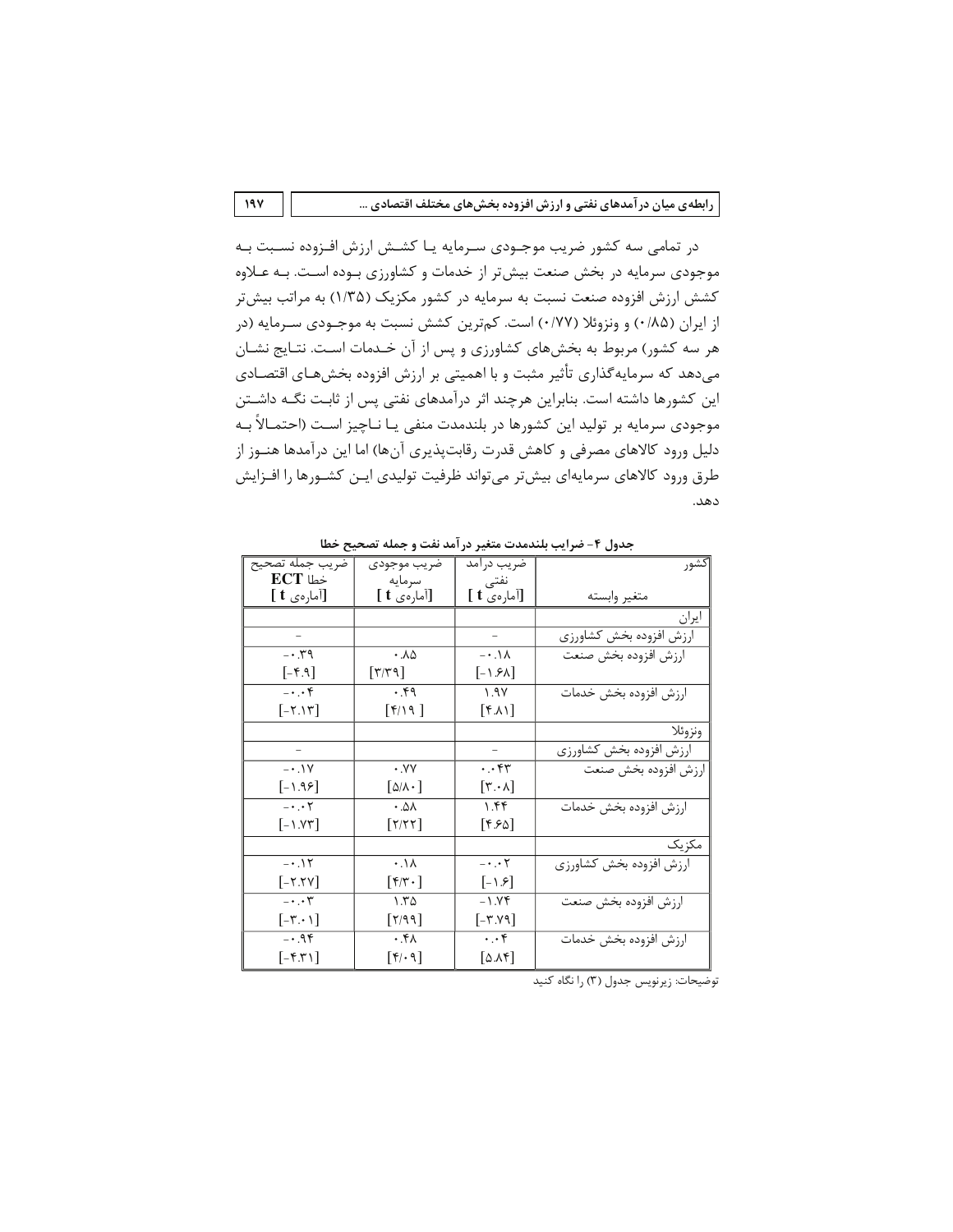در تمامی سه کشور ضریب موجودی سرمایه یا کشش ارزش افزوده نسبت به موجودی سرمایه در بخش صنعت بیش‌تر از خدمات و کشاورزی بوده است. به علاوه کشش ارزش افزوده صنعت نسبت به سرمایه در کشور مکزیک (۱/۳۵) به مراتب بیش‌تر از ایران (۰/۸۵) و ونزوئلا (۰/۷۷) است. کم‌ترین کشش نسبت به موجودی سرمایه (در هر سه کشور) مربوط به بخش‌های کشاورزی و پس از آن خدمات است. نتایج نشان می‌دهد که سرمایه‌گذاری تأثیر مثبت و با اهمیتی بر ارزش افزوده بخش‌های اقتصادی این کشورها داشته است. بنابراین هرچند اثر درآمدهای نفتی پس از ثابت نگه داشتن موجودی سرمایه بر تولید این کشورها در بلندمدت منفی یا ناچیز است (احتمالاً به دلیل ورود کالاهای مصرفی و کاهش قدرت رقابت‌پذیری آن‌ها) اما این درآمدها هنوز از طرق ورود کالاهای سرمایه‌ای بیش‌تر می‌تواند ظرفیت تولیدی این کشورها را افزایش دهد.

**جدول ۴- ضرایب بلندمدت متغیر درآمد نفت و جمله تصحیح خطا**

| کشور / متغیر وابسته | ضریب درآمد نفتی [آماره‌ی t] | ضریب موجودی سرمایه [آماره‌ی t] | ضریب جمله تصحیح خطا ECT [آماره‌ی t] |
|---|---|---|---|
| ایران | | | |
| ارزش افزوده بخش کشاورزی | – | | – |
| ارزش افزوده بخش صنعت | -۰.۱۸ [-۱.۶۸] | ۰.۸۵ [۳/۳۹] | -۰.۳۹ [-۴.۹] |
| ارزش افزوده بخش خدمات | ۱.۹۷ [۴.۸۱] | ۰.۴۹ [۴/۱۹] | -۰.۰۴ [-۲.۱۳] |
| ونزوئلا | | | |
| ارزش افزوده بخش کشاورزی | – | | – |
| ارزش افزوده بخش صنعت | ۰.۰۴۳ [۳.۰۸] | ۰.۷۷ [۵/۸۰] | -۰.۱۷ [-۱.۹۶] |
| ارزش افزوده بخش خدمات | ۱.۴۴ [۴.۶۵] | ۰.۵۸ [۲/۲۲] | -۰.۰۲ [-۱.۷۳] |
| مکزیک | | | |
| ارزش افزوده بخش کشاورزی | -۰.۰۲ [-۱.۶] | ۰.۱۸ [۴/۳۰] | -۰.۱۲ [-۲.۲۷] |
| ارزش افزوده بخش صنعت | -۱.۷۴ [-۳.۷۹] | ۱.۳۵ [۲/۹۹] | -۰.۰۳ [-۳.۰۱] |
| ارزش افزوده بخش خدمات | ۰.۰۴ [۵.۸۴] | ۰.۴۸ [۴/۰۹] | -۰.۹۴ [-۴.۳۱] |

توضیحات: زیرنویس جدول (۳) را نگاه کنید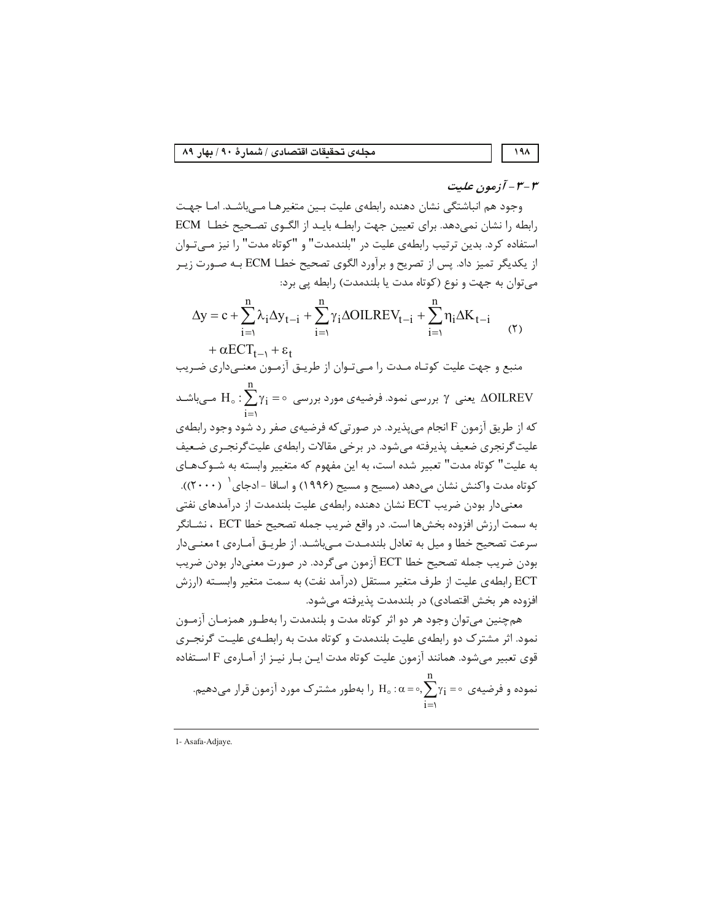### ۳-۳- آزمون علیت

وجود هم انباشتگی نشان دهنده رابطه‌ی علیت بین متغیرها می‌باشد. اما جهت رابطه را نشان نمی‌دهد. برای تعیین جهت رابطه باید از الگوی تصحیح خطا ECM استفاده کرد. بدین ترتیب رابطه‌ی علیت در "بلندمدت" و "کوتاه مدت" را نیز می‌توان از یکدیگر تمیز داد. پس از تصریح و برآورد الگوی تصحیح خطا ECM به صورت زیر می‌توان به جهت و نوع (کوتاه مدت یا بلندمدت) رابطه پی برد:

$$\Delta y = c + \sum_{i=1}^{n} \lambda_i \Delta y_{t-i} + \sum_{i=1}^{n} \gamma_i \Delta OILREV_{t-i} + \sum_{i=1}^{n} \eta_i \Delta K_{t-i} + \alpha ECT_{t-1} + \varepsilon_t \qquad (2)$$

منبع و جهت علیت کوتاه مدت را می‌توان از طریق آزمون معنی‌داری ضریب $\Delta OILREV$ یعنی $\gamma$ بررسی نمود. فرضیه‌ی مورد بررسی $H_0 : \sum_{i=1}^{n} \gamma_i = 0$ می‌باشد که از طریق آزمون F انجام می‌پذیرد. در صورتی‌که فرضیه‌ی صفر رد شود وجود رابطه‌ی علیت‌گرنجری ضعیف پذیرفته می‌شود. در برخی مقالات رابطه‌ی علیت‌گرنجری ضعیف به علیت" کوتاه مدت" تعبیر شده است، به این مفهوم که متغییر وابسته به شوک‌های کوتاه مدت واکنش نشان می‌دهد (مسیح و مسیح (۱۹۹۶) و اسافا - ادجای[1] (۲۰۰۰)).

معنی‌دار بودن ضریب ECT نشان دهنده رابطه‌ی علیت بلندمدت از درآمدهای نفتی به سمت ارزش افزوده بخش‌ها است. در واقع ضریب جمله تصحیح خطا ECT ، نشانگر سرعت تصحیح خطا و میل به تعادل بلندمدت می‌باشد. از طریق آماره‌ی t معنی‌دار بودن ضریب جمله تصحیح خطا ECT آزمون می‌گردد. در صورت معنی‌دار بودن ضریب ECT رابطه‌ی علیت از طرف متغیر مستقل (درآمد نفت) به سمت متغیر وابسته (ارزش افزوده هر بخش اقتصادی) در بلندمدت پذیرفته می‌شود.

همچنین می‌توان وجود هر دو اثر کوتاه مدت و بلندمدت را به‌طور همزمان آزمون نمود. اثر مشترک دو رابطه‌ی علیت بلندمدت و کوتاه مدت به رابطه‌ی علیت گرنجری قوی تعبیر می‌شود. همانند آزمون علیت کوتاه مدت این بار نیز از آماره‌ی F استفاده نموده و فرضیه‌ی $H_0 : \alpha = 0, \sum_{i=1}^{n} \gamma_i = 0$ را به‌طور مشترک مورد آزمون قرار می‌دهیم.

---

1- Asafa-Adjaye.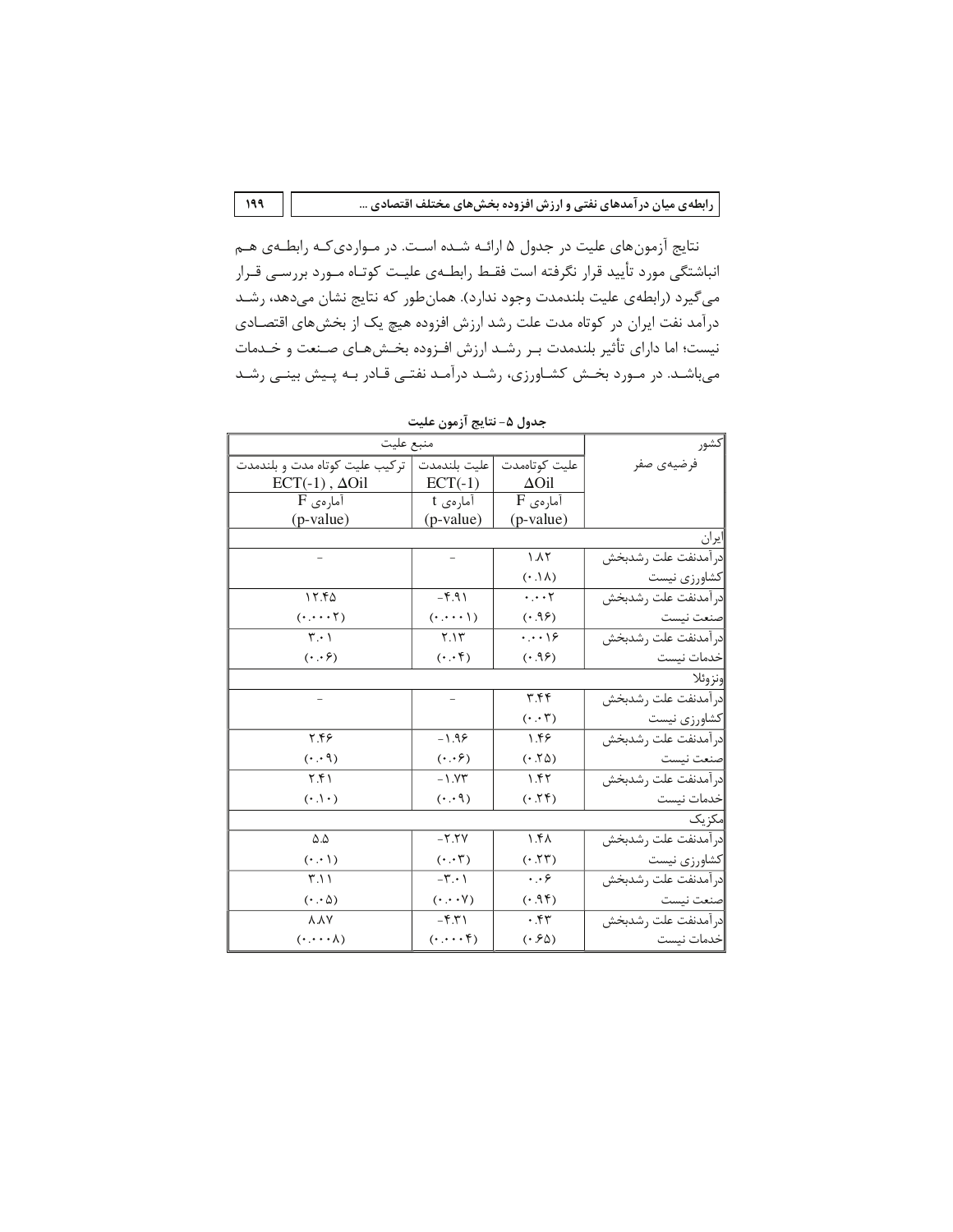نتایج آزمون‌های علیت در جدول ۵ ارائه شده است. در مواردی‌که رابطه‌ی هم انباشتگی مورد تأیید قرار نگرفته است فقط رابطه‌ی علیت کوتاه مورد بررسی قرار می‌گیرد (رابطه‌ی علیت بلندمدت وجود ندارد). همان‌طور که نتایج نشان می‌دهد، رشد درآمد نفت ایران در کوتاه مدت علت رشد ارزش افزوده هیچ یک از بخش‌های اقتصادی نیست؛ اما دارای تأثیر بلندمدت بر رشد ارزش افزوده بخش‌های صنعت و خدمات می‌باشد. در مورد بخش کشاورزی، رشد درآمد نفتی قادر به پیش بینی رشد

**جدول ۵- نتایج آزمون علیت**

| کشور | منبع علیت | | |
|---|---|---|---|
| فرضیه‌ی صفر | علیت کوتاه‌مدت $\Delta Oil$ | علیت بلندمدت $ECT(-1)$ | ترکیب علیت کوتاه مدت و بلندمدت $ECT(-1)$ , $\Delta Oil$ |
| | آماره‌ی F (p-value) | آماره‌ی t (p-value) | آماره‌ی F (p-value) |
| **ایران** | | | |
| درآمدنفت علت رشدبخش کشاورزی نیست | ۱.۸۲ (۰.۱۸) | - | - |
| درآمدنفت علت رشدبخش صنعت نیست | ۰.۰۰۲ (۰.۹۶) | ۴.۹۱- (۰.۰۰۰۱) | ۱۲.۴۵ (۰.۰۰۰۲) |
| درآمدنفت علت رشدبخش خدمات نیست | ۰.۰۰۱۶ (۰.۹۶) | ۲.۱۳ (۰.۰۴) | ۳.۰۱ (۰.۰۶) |
| **ونزوئلا** | | | |
| درآمدنفت علت رشدبخش کشاورزی نیست | ۳.۴۴ (۰.۰۳) | - | - |
| درآمدنفت علت رشدبخش صنعت نیست | ۱.۴۶ (۰.۲۵) | ۱.۹۶- (۰.۰۶) | ۲.۴۶ (۰.۰۹) |
| درآمدنفت علت رشدبخش خدمات نیست | ۱.۴۲ (۰.۲۴) | ۱.۷۳- (۰.۰۹) | ۲.۴۱ (۰.۱۰) |
| **مکزیک** | | | |
| درآمدنفت علت رشدبخش کشاورزی نیست | ۱.۴۸ (۰.۲۳) | ۲.۲۷- (۰.۰۳) | ۵.۵ (۰.۰۱) |
| درآمدنفت علت رشدبخش صنعت نیست | ۰.۰۶ (۰.۹۴) | ۳.۰۱- (۰.۰۰۷) | ۳.۱۱ (۰.۰۵) |
| درآمدنفت علت رشدبخش خدمات نیست | ۰.۴۳ (۰.۶۵) | ۴.۳۱- (۰.۰۰۰۴) | ۸.۸۷ (۰.۰۰۰۸) |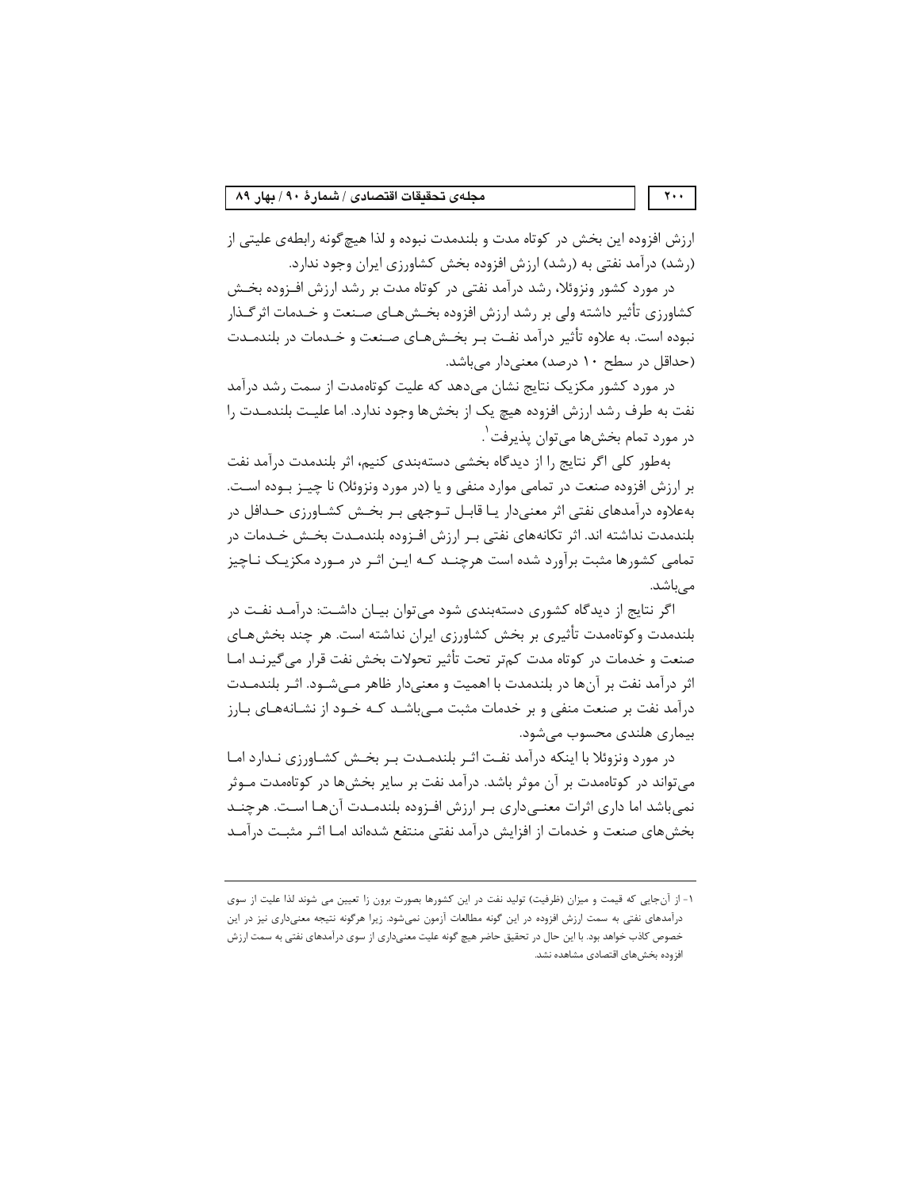ارزش افزوده این بخش در کوتاه مدت و بلندمدت نبوده و لذا هیچ‌گونه رابطه‌ی علیتی از (رشد) درآمد نفتی به (رشد) ارزش افزوده بخش کشاورزی ایران وجود ندارد.

در مورد کشور ونزوئلا، رشد درآمد نفتی در کوتاه مدت بر رشد ارزش افزوده بخش کشاورزی تأثیر داشته ولی بر رشد ارزش افزوده بخش‌های صنعت و خدمات اثرگذار نبوده است. به علاوه تأثیر درآمد نفت بر بخش‌های صنعت و خدمات در بلندمدت (حداقل در سطح ۱۰ درصد) معنی‌دار می‌باشد.

در مورد کشور مکزیک نتایج نشان می‌دهد که علیت کوتاه‌مدت از سمت رشد درآمد نفت به طرف رشد ارزش افزوده هیچ یک از بخش‌ها وجود ندارد. اما علیت بلندمدت را در مورد تمام بخش‌ها می‌توان پذیرفت[1].

به‌طور کلی اگر نتایج را از دیدگاه بخشی دسته‌بندی کنیم، اثر بلندمدت درآمد نفت بر ارزش افزوده صنعت در تمامی موارد منفی و یا (در مورد ونزوئلا) نا چیز بوده است. به‌علاوه درآمدهای نفتی اثر معنی‌دار یا قابل توجهی بر بخش کشاورزی حداقل در بلندمدت نداشته اند. اثر تکانه‌های نفتی بر ارزش افزوده بلندمدت بخش خدمات در تمامی کشورها مثبت برآورد شده است هرچند که این اثر در مورد مکزیک ناچیز می‌باشد.

اگر نتایج از دیدگاه کشوری دسته‌بندی شود می‌توان بیان داشت: درآمد نفت در بلندمدت وکوتاه‌مدت تأثیری بر بخش کشاورزی ایران نداشته است. هر چند بخش‌های صنعت و خدمات در کوتاه مدت کم‌تر تحت تأثیر تحولات بخش نفت قرار می‌گیرند اما اثر درآمد نفت بر آن‌ها در بلندمدت با اهمیت و معنی‌دار ظاهر می‌شود. اثر بلندمدت درآمد نفت بر صنعت منفی و بر خدمات مثبت می‌باشد که خود از نشانه‌های بارز بیماری هلندی محسوب می‌شود.

در مورد ونزوئلا با اینکه درآمد نفت اثر بلندمدت بر بخش کشاورزی ندارد اما می‌تواند در کوتاه‌مدت بر آن موثر باشد. درآمد نفت بر سایر بخش‌ها در کوتاه‌مدت موثر نمی‌باشد اما دارای اثرات معنی‌داری بر ارزش افزوده بلندمدت آن‌ها است. هرچند بخش‌های صنعت و خدمات از افزایش درآمد نفتی منتفع شده‌اند اما اثر مثبت درآمد

---

[1] - از آن‌جایی که قیمت و میزان (ظرفیت) تولید نفت در این کشورها بصورت برون زا تعیین می شوند لذا علیت از سوی درآمدهای نفتی به سمت ارزش افزوده در این گونه مطالعات آزمون نمی‌شود. زیرا هرگونه نتیجه معنی‌داری نیز در این خصوص کاذب خواهد بود. با این حال در تحقیق حاضر هیچ گونه علیت معنی‌داری از سوی درآمدهای نفتی به سمت ارزش افزوده بخش‌های اقتصادی مشاهده نشد.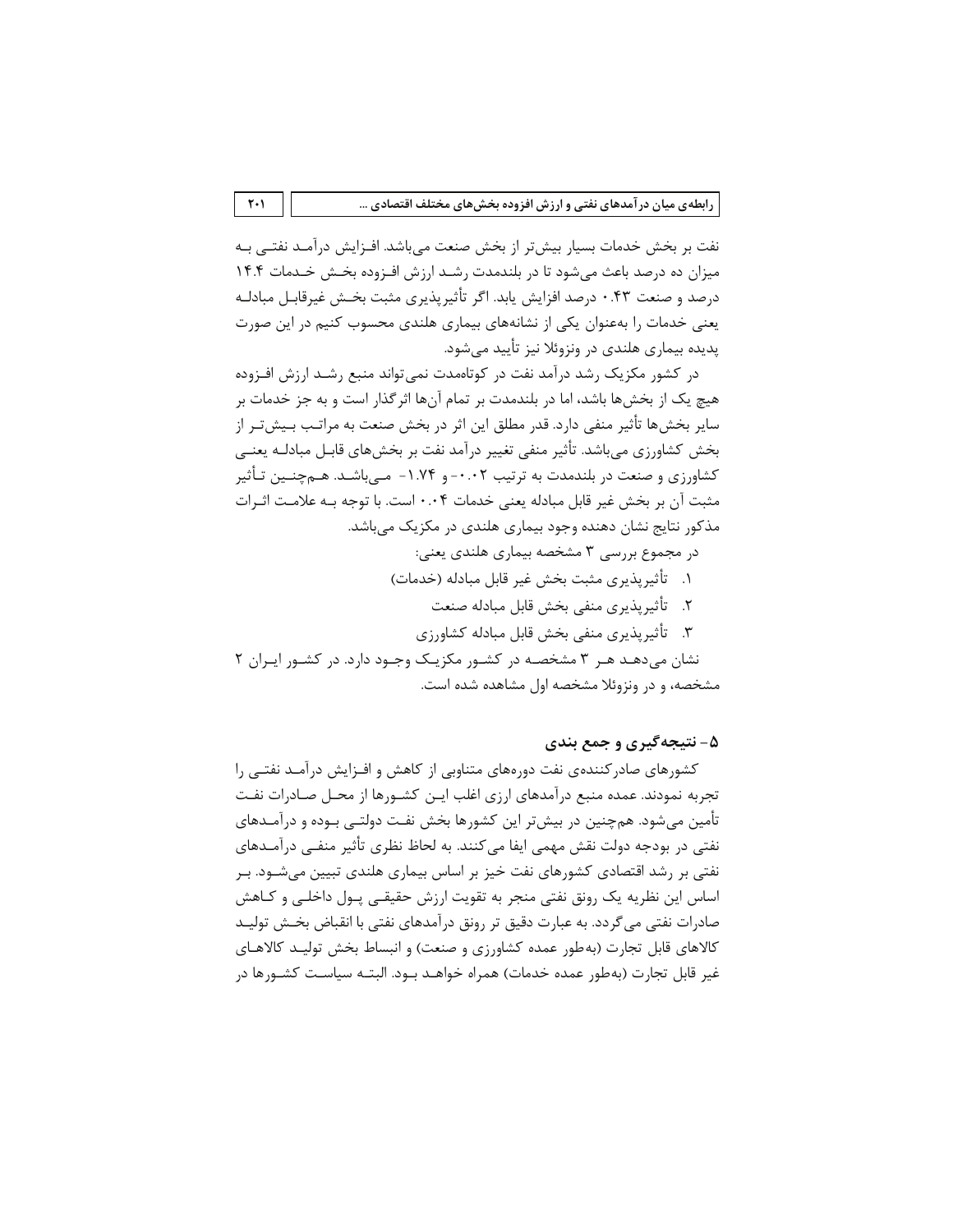نفت بر بخش خدمات بسیار بیش‌تر از بخش صنعت می‌باشد. افزایش درآمد نفتی به میزان ده درصد باعث می‌شود تا در بلندمدت رشد ارزش افزوده بخش خدمات ۱۴.۴ درصد و صنعت ۰.۴۳ درصد افزایش یابد. اگر تأثیرپذیری مثبت بخش غیرقابل مبادله یعنی خدمات را به‌عنوان یکی از نشانه‌های بیماری هلندی محسوب کنیم در این صورت پدیده بیماری هلندی در ونزوئلا نیز تأیید می‌شود.

در کشور مکزیک رشد درآمد نفت در کوتاه‌مدت نمی‌تواند منبع رشد ارزش افزوده هیچ یک از بخش‌ها باشد، اما در بلندمدت بر تمام آن‌ها اثرگذار است و به جز خدمات بر سایر بخش‌ها تأثیر منفی دارد. قدر مطلق این اثر در بخش صنعت به مراتب بیش‌تر از بخش کشاورزی می‌باشد. تأثیر منفی تغییر درآمد نفت بر بخش‌های قابل مبادله یعنی کشاورزی و صنعت در بلندمدت به ترتیب ۰.۰۲- و ۱.۷۴- می‌باشد. هم‌چنین تأثیر مثبت آن بر بخش غیر قابل مبادله یعنی خدمات ۰.۰۴ است. با توجه به علامت اثرات مذکور نتایج نشان دهنده وجود بیماری هلندی در مکزیک می‌باشد.

در مجموع بررسی ۳ مشخصه بیماری هلندی یعنی:

۱. تأثیرپذیری مثبت بخش غیر قابل مبادله (خدمات)
۲. تأثیرپذیری منفی بخش قابل مبادله صنعت
۳. تأثیرپذیری منفی بخش قابل مبادله کشاورزی

نشان می‌دهد هر ۳ مشخصه در کشور مکزیک وجود دارد. در کشور ایران ۲ مشخصه، و در ونزوئلا مشخصه اول مشاهده شده است.

## ۵- نتیجه‌گیری و جمع بندی

کشورهای صادرکننده‌ی نفت دوره‌های متناوبی از کاهش و افزایش درآمد نفتی را تجربه نمودند. عمده منبع درآمدهای ارزی اغلب این کشورها از محل صادرات نفت تأمین می‌شود. هم‌چنین در بیش‌تر این کشورها بخش نفت دولتی بوده و درآمدهای نفتی در بودجه دولت نقش مهمی ایفا می‌کنند. به لحاظ نظری تأثیر منفی درآمدهای نفتی بر رشد اقتصادی کشورهای نفت خیز بر اساس بیماری هلندی تبیین می‌شود. بر اساس این نظریه یک رونق نفتی منجر به تقویت ارزش حقیقی پول داخلی و کاهش صادرات نفتی می‌گردد. به عبارت دقیق تر رونق درآمدهای نفتی با انقباض بخش تولید کالاهای قابل تجارت (به‌طور عمده کشاورزی و صنعت) و انبساط بخش تولید کالاهای غیر قابل تجارت (به‌طور عمده خدمات) همراه خواهد بود. البته سیاست کشورها در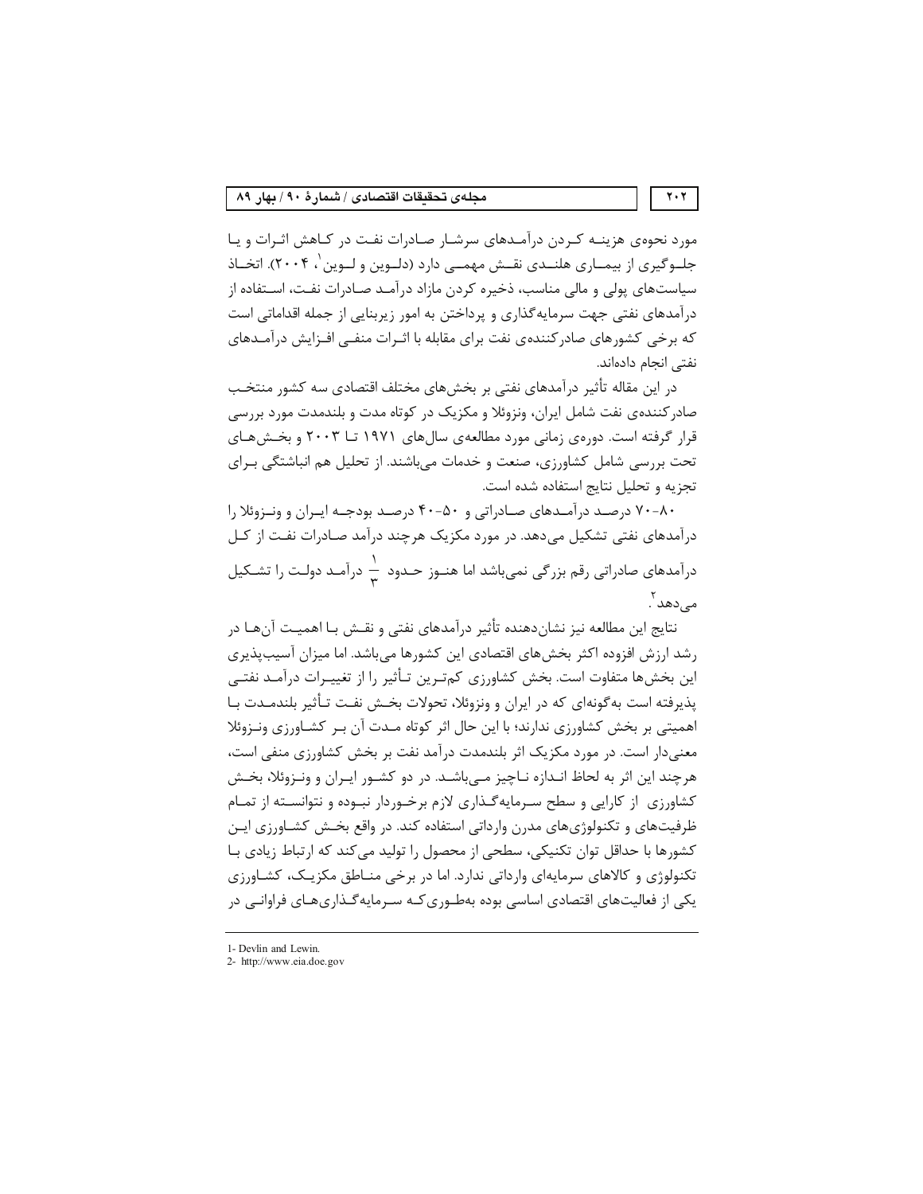مورد نحوه‌ی هزینه کردن درآمدهای سرشار صادرات نفت در کاهش اثرات و یا جلوگیری از بیماری هلندی نقش مهمی دارد (دلوین و لوین[1]، ۲۰۰۴). اتخاذ سیاست‌های پولی و مالی مناسب، ذخیره کردن مازاد درآمد صادرات نفت، استفاده از درآمدهای نفتی جهت سرمایه‌گذاری و پرداختن به امور زیربنایی از جمله اقداماتی است که برخی کشورهای صادرکننده‌ی نفت برای مقابله با اثرات منفی افزایش درآمدهای نفتی انجام داده‌اند.

در این مقاله تأثیر درآمدهای نفتی بر بخش‌های مختلف اقتصادی سه کشور منتخب صادرکننده‌ی نفت شامل ایران، ونزوئلا و مکزیک در کوتاه مدت و بلندمدت مورد بررسی قرار گرفته است. دوره‌ی زمانی مورد مطالعه‌ی سال‌های ۱۹۷۱ تا ۲۰۰۳ و بخش‌های تحت بررسی شامل کشاورزی، صنعت و خدمات می‌باشند. از تحلیل هم انباشتگی برای تجزیه و تحلیل نتایج استفاده شده است.

۸۰-۷۰ درصد درآمدهای صادراتی و ۵۰-۴۰ درصد بودجه ایران و ونزوئلا را درآمدهای نفتی تشکیل می‌دهد. در مورد مکزیک هرچند درآمد صادرات نفت از کل درآمدهای صادراتی رقم بزرگی نمی‌باشد اما هنوز حدود $\frac{1}{3}$ درآمد دولت را تشکیل می‌دهد[2].

نتایج این مطالعه نیز نشان‌دهنده تأثیر درآمدهای نفتی و نقش با اهمیت آن‌ها در رشد ارزش افزوده اکثر بخش‌های اقتصادی این کشورها می‌باشد. اما میزان آسیب‌پذیری این بخش‌ها متفاوت است. بخش کشاورزی کم‌ترین تأثیر را از تغییرات درآمد نفتی پذیرفته است به‌گونه‌ای که در ایران و ونزوئلا، تحولات بخش نفت تأثیر بلندمدت با اهمیتی بر بخش کشاورزی ندارند؛ با این حال اثر کوتاه مدت آن بر کشاورزی ونزوئلا معنی‌دار است. در مورد مکزیک اثر بلندمدت درآمد نفت بر بخش کشاورزی منفی است، هرچند این اثر به لحاظ اندازه ناچیز می‌باشد. در دو کشور ایران و ونزوئلا، بخش کشاورزی از کارایی و سطح سرمایه‌گذاری لازم برخوردار نبوده و نتوانسته از تمام ظرفیت‌های و تکنولوژی‌های مدرن وارداتی استفاده کند. در واقع بخش کشاورزی این کشورها با حداقل توان تکنیکی، سطحی از محصول را تولید می‌کند که ارتباط زیادی با تکنولوژی و کالاهای سرمایه‌ای وارداتی ندارد. اما در برخی مناطق مکزیک، کشاورزی یکی از فعالیت‌های اقتصادی اساسی بوده به‌طوری‌که سرمایه‌گذاری‌های فراوانی در

---

1- Devlin and Lewin.

2- http://www.eia.doe.gov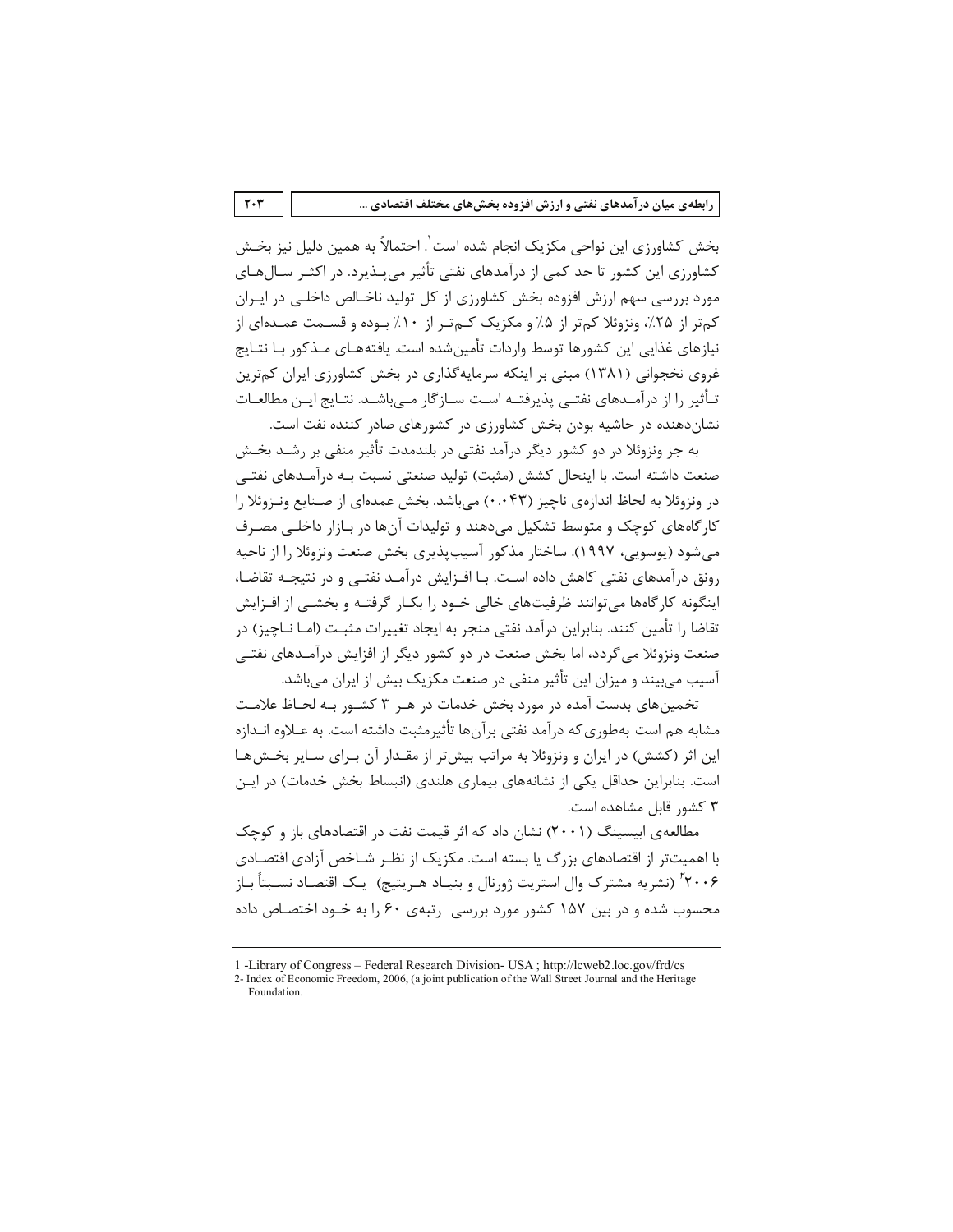بخش کشاورزی این نواحی مکزیک انجام شده است[1]. احتمالاً به همین دلیل نیز بخش کشاورزی این کشور تا حد کمی از درآمدهای نفتی تأثیر می‌پذیرد. در اکثر سال‌های مورد بررسی سهم ارزش افزوده بخش کشاورزی از کل تولید ناخالص داخلی در ایران کم‌تر از ۲۵٪، ونزوئلا کم‌تر از ۵٪ و مکزیک کم‌تر از ۱۰٪ بوده و قسمت عمده‌ای از نیازهای غذایی این کشورها توسط واردات تأمین‌شده است. یافته‌های مذکور با نتایج غروی نخجوانی (۱۳۸۱) مبنی بر اینکه سرمایه‌گذاری در بخش کشاورزی ایران کم‌ترین تأثیر را از درآمدهای نفتی پذیرفته است سازگار می‌باشد. نتایج این مطالعات نشان‌دهنده در حاشیه بودن بخش کشاورزی در کشورهای صادر کننده نفت است.

به جز ونزوئلا در دو کشور دیگر درآمد نفتی در بلندمدت تأثیر منفی بر رشد بخش صنعت داشته است. با اینحال کشش (مثبت) تولید صنعتی نسبت به درآمدهای نفتی در ونزوئلا به لحاظ اندازه‌ی ناچیز (۰.۰۴۳) می‌باشد. بخش عمده‌ای از صنایع ونزوئلا را کارگاه‌های کوچک و متوسط تشکیل می‌دهند و تولیدات آن‌ها در بازار داخلی مصرف می‌شود (یوسویی، ۱۹۹۷). ساختار مذکور آسیب‌پذیری بخش صنعت ونزوئلا را از ناحیه رونق درآمدهای نفتی کاهش داده است. با افزایش درآمد نفتی و در نتیجه تقاضا، اینگونه کارگاه‌ها می‌توانند ظرفیت‌های خالی خود را بکار گرفته و بخشی از افزایش تقاضا را تأمین کنند. بنابراین درآمد نفتی منجر به ایجاد تغییرات مثبت (اما ناچیز) در صنعت ونزوئلا می‌گردد، اما بخش صنعت در دو کشور دیگر از افزایش درآمدهای نفتی آسیب می‌بیند و میزان این تأثیر منفی در صنعت مکزیک بیش از ایران می‌باشد.

تخمین‌های بدست آمده در مورد بخش خدمات در هر ۳ کشور به لحاظ علامت مشابه هم است به‌طوری‌که درآمد نفتی برآن‌ها تأثیرمثبت داشته است. به علاوه اندازه این اثر (کشش) در ایران و ونزوئلا به مراتب بیش‌تر از مقدار آن برای سایر بخش‌ها است. بنابراین حداقل یکی از نشانه‌های بیماری هلندی (انبساط بخش خدمات) در این ۳ کشور قابل مشاهده است.

مطالعه‌ی ابیسینگ (۲۰۰۱) نشان داد که اثر قیمت نفت در اقتصادهای باز و کوچک با اهمیت‌تر از اقتصادهای بزرگ یا بسته است. مکزیک از نظر شاخص آزادی اقتصادی ۲۰۰۶[2] (نشریه مشترک وال استریت ژورنال و بنیاد هریتیج) یک اقتصاد نسبتاً باز محسوب شده و در بین ۱۵۷ کشور مورد بررسی رتبه‌ی ۶۰ را به خود اختصاص داده

---

1 -Library of Congress – Federal Research Division- USA ; http://lcweb2.loc.gov/frd/cs

2- Index of Economic Freedom, 2006, (a joint publication of the Wall Street Journal and the Heritage Foundation.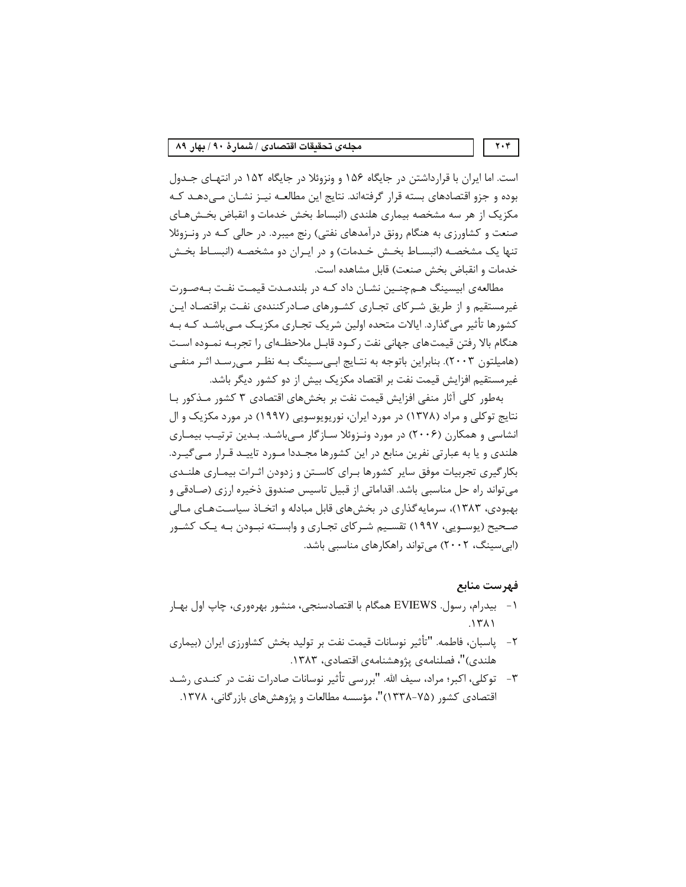است. اما ایران با قرارداشتن در جایگاه ۱۵۶ و ونزوئلا در جایگاه ۱۵۲ در انتهای جدول بوده و جزو اقتصادهای بسته قرار گرفته‌اند. نتایج این مطالعه نیز نشان می‌دهد که مکزیک از هر سه مشخصه بیماری هلندی (انبساط بخش خدمات و انقباض بخش‌های صنعت و کشاورزی به هنگام رونق درآمدهای نفتی) رنج میبرد. در حالی که در ونزوئلا تنها یک مشخصه (انبساط بخش خدمات) و در ایران دو مشخصه (انبساط بخش خدمات و انقباض بخش صنعت) قابل مشاهده است.

مطالعه‌ی ابیسینگ هم‌چنین نشان داد که در بلندمدت قیمت نفت به‌صورت غیرمستقیم و از طریق شرکای تجاری کشورهای صادرکننده‌ی نفت براقتصاد این کشورها تأثیر می‌گذارد. ایالات متحده اولین شریک تجاری مکزیک می‌باشد که به هنگام بالا رفتن قیمت‌های جهانی نفت رکود قابل ملاحظه‌ای را تجربه نموده است (هامیلتون ۲۰۰۳). بنابراین باتوجه به نتایج ابی‌سینگ به نظر می‌رسد اثر منفی غیرمستقیم افزایش قیمت نفت بر اقتصاد مکزیک بیش از دو کشور دیگر باشد.

به‌طور کلی آثار منفی افزایش قیمت نفت بر بخش‌های اقتصادی ۳ کشور مذکور با نتایج توکلی و مراد (۱۳۷۸) در مورد ایران، نوریوبوسویی (۱۹۹۷) در مورد مکزیک و ال انشاسی و همکارن (۲۰۰۶) در مورد ونزوئلا سازگار می‌باشد. بدین ترتیب بیماری هلندی و یا به عبارتی نفرین منابع در این کشورها مجددا مورد تایید قرار می‌گیرد. بکارگیری تجربیات موفق سایر کشورها برای کاستن و زدودن اثرات بیماری هلندی می‌تواند راه حل مناسبی باشد. اقداماتی از قبیل تاسیس صندوق ذخیره ارزی (صادقی و بهبودی، ۱۳۸۳)، سرمایه‌گذاری در بخش‌های قابل مبادله و اتخاذ سیاست‌های مالی صحیح (یوسویی، ۱۹۹۷) تقسیم شرکای تجاری و وابسته نبودن به یک کشور (ابی‌سینگ، ۲۰۰۲) می‌تواند راهکارهای مناسبی باشد.

## فهرست منابع

۱- بیدرام، رسول. EVIEWS همگام با اقتصادسنجی، منشور بهره‌وری، چاپ اول بهار ۱۳۸۱.

۲- پاسبان، فاطمه. "تأثیر نوسانات قیمت نفت بر تولید بخش کشاورزی ایران (بیماری هلندی)"، فصلنامه‌ی پژوهشنامه‌ی اقتصادی، ۱۳۸۳.

۳- توکلی، اکبر؛ مراد، سیف الله. "بررسی تأثیر نوسانات صادرات نفت در کندی رشد اقتصادی کشور (۷۵-۱۳۳۸)"، مؤسسه مطالعات و پژوهش‌های بازرگانی، ۱۳۷۸.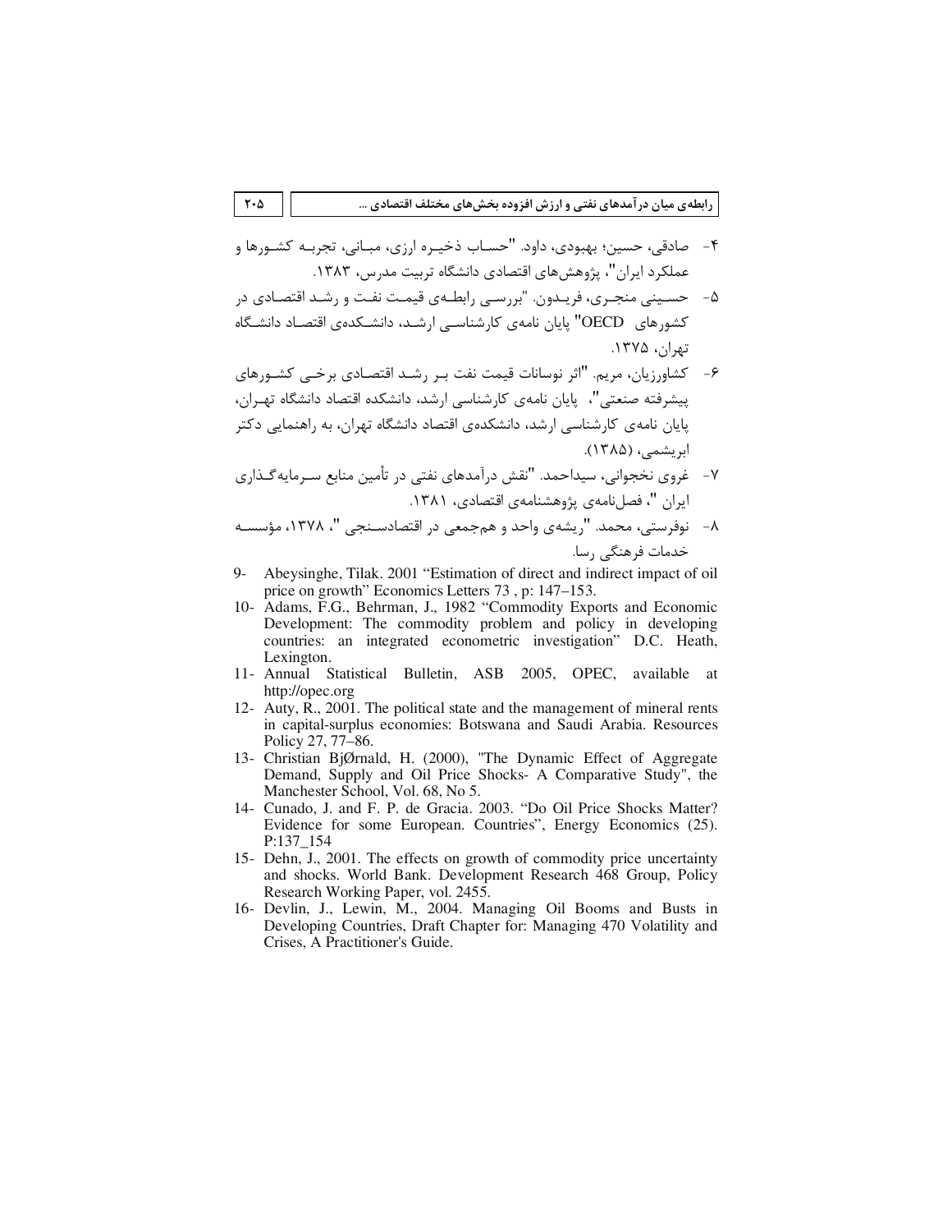۴- صادقی، حسین؛ بهبودی، داود. "حساب ذخیره ارزی، مبانی، تجربه کشورها و عملکرد ایران"، پژوهش‌های اقتصادی دانشگاه تربیت مدرس، ۱۳۸۳.

۵- حسینی منجری، فریدون. "بررسی رابطه‌ی قیمت نفت و رشد اقتصادی در کشورهای OECD" پایان نامه‌ی کارشناسی ارشد، دانشکده‌ی اقتصاد دانشگاه تهران، ۱۳۷۵.

۶- کشاورزیان، مریم. "اثر نوسانات قیمت نفت بر رشد اقتصادی برخی کشورهای پیشرفته صنعتی"، پایان نامه‌ی کارشناسی ارشد، دانشکده اقتصاد دانشگاه تهران، پایان نامه‌ی کارشناسی ارشد، دانشکده‌ی اقتصاد دانشگاه تهران، به راهنمایی دکتر ابریشمی، (۱۳۸۵).

۷- غروی نخجوانی، سیداحمد. "نقش درآمدهای نفتی در تأمین منابع سرمایه‌گذاری ایران "، فصل‌نامه‌ی پژوهشنامه‌ی اقتصادی، ۱۳۸۱.

۸- نوفرستی، محمد. "ریشه‌ی واحد و هم‌جمعی در اقتصادسنجی "، ۱۳۷۸، مؤسسه خدمات فرهنگی رسا.

9- Abeysinghe, Tilak. 2001 "Estimation of direct and indirect impact of oil price on growth" Economics Letters 73 , p: 147–153.

10- Adams, F.G., Behrman, J., 1982 "Commodity Exports and Economic Development: The commodity problem and policy in developing countries: an integrated econometric investigation" D.C. Heath, Lexington.

11- Annual Statistical Bulletin, ASB 2005, OPEC, available at http://opec.org

12- Auty, R., 2001. The political state and the management of mineral rents in capital-surplus economies: Botswana and Saudi Arabia. Resources Policy 27, 77–86.

13- Christian BjØrnald, H. (2000), "The Dynamic Effect of Aggregate Demand, Supply and Oil Price Shocks- A Comparative Study", the Manchester School, Vol. 68, No 5.

14- Cunado, J. and F. P. de Gracia. 2003. "Do Oil Price Shocks Matter? Evidence for some European. Countries", Energy Economics (25). P:137_154

15- Dehn, J., 2001. The effects on growth of commodity price uncertainty and shocks. World Bank. Development Research 468 Group, Policy Research Working Paper, vol. 2455.

16- Devlin, J., Lewin, M., 2004. Managing Oil Booms and Busts in Developing Countries, Draft Chapter for: Managing 470 Volatility and Crises, A Practitioner's Guide.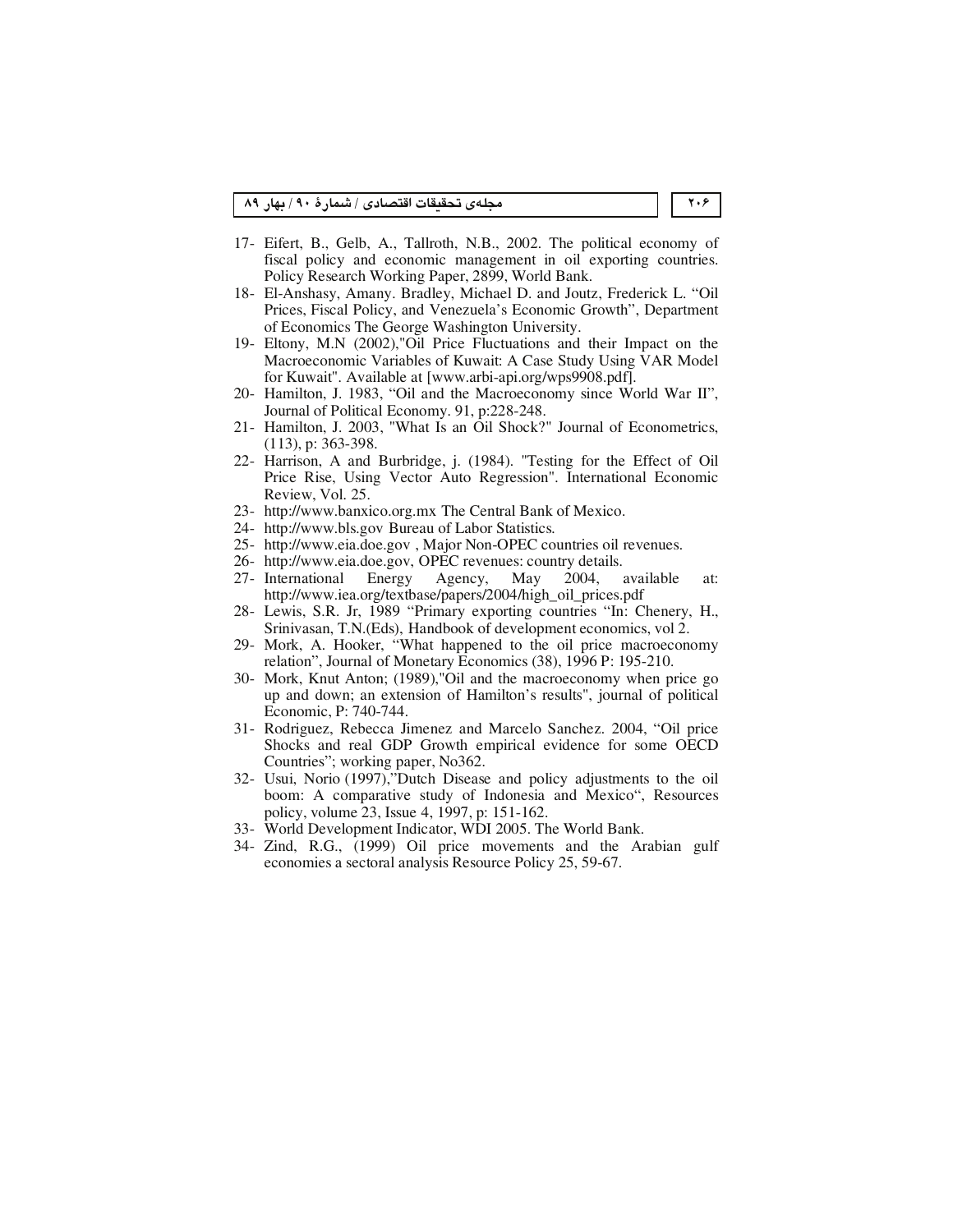17- Eifert, B., Gelb, A., Tallroth, N.B., 2002. The political economy of fiscal policy and economic management in oil exporting countries. Policy Research Working Paper, 2899, World Bank.
18- El-Anshasy, Amany. Bradley, Michael D. and Joutz, Frederick L. “Oil Prices, Fiscal Policy, and Venezuela’s Economic Growth”, Department of Economics The George Washington University.
19- Eltony, M.N (2002),"Oil Price Fluctuations and their Impact on the Macroeconomic Variables of Kuwait: A Case Study Using VAR Model for Kuwait". Available at [www.arbi-api.org/wps9908.pdf].
20- Hamilton, J. 1983, “Oil and the Macroeconomy since World War II”, Journal of Political Economy. 91, p:228-248.
21- Hamilton, J. 2003, "What Is an Oil Shock?" Journal of Econometrics, (113), p: 363-398.
22- Harrison, A and Burbridge, j. (1984). "Testing for the Effect of Oil Price Rise, Using Vector Auto Regression". International Economic Review, Vol. 25.
23- http://www.banxico.org.mx The Central Bank of Mexico.
24- http://www.bls.gov Bureau of Labor Statistics.
25- http://www.eia.doe.gov , Major Non-OPEC countries oil revenues.
26- http://www.eia.doe.gov, OPEC revenues: country details.
27- International Energy Agency, May 2004, available at: http://www.iea.org/textbase/papers/2004/high_oil_prices.pdf
28- Lewis, S.R. Jr, 1989 “Primary exporting countries “In: Chenery, H., Srinivasan, T.N.(Eds), Handbook of development economics, vol 2.
29- Mork, A. Hooker, “What happened to the oil price macroeconomy relation”, Journal of Monetary Economics (38), 1996 P: 195-210.
30- Mork, Knut Anton; (1989),"Oil and the macroeconomy when price go up and down; an extension of Hamilton’s results", journal of political Economic, P: 740-744.
31- Rodriguez, Rebecca Jimenez and Marcelo Sanchez. 2004, “Oil price Shocks and real GDP Growth empirical evidence for some OECD Countries”; working paper, No362.
32- Usui, Norio (1997),”Dutch Disease and policy adjustments to the oil boom: A comparative study of Indonesia and Mexico“, Resources policy, volume 23, Issue 4, 1997, p: 151-162.
33- World Development Indicator, WDI 2005. The World Bank.
34- Zind, R.G., (1999) Oil price movements and the Arabian gulf economies a sectoral analysis Resource Policy 25, 59-67.